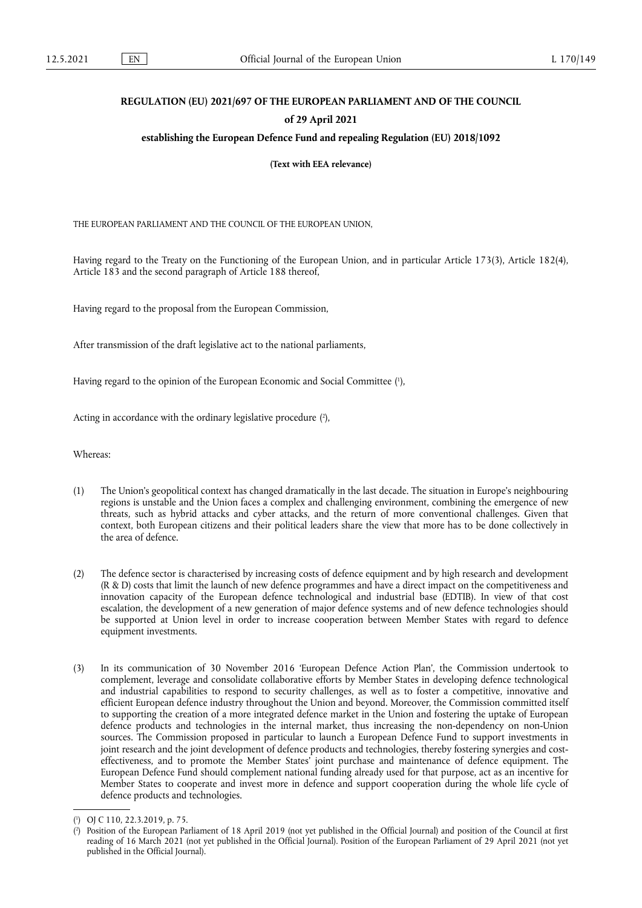# REGULATION (EU) 2021/697 OF THE EUROPEAN PARLIAMENT AND OF THE COUNCIL

## of 29 April 2021

## establishing the European Defence Fund and repealing Regulation (EU) 2018/1092

**(Text with EEA relevance)**

THE EUROPEAN PARLIAMENT AND THE COUNCIL OF THE EUROPEAN UNION,

Having regard to the Treaty on the Functioning of the European Union, and in particular Article 173(3), Article 182(4), Article 183 and the second paragraph of Article 188 thereof,

Having regard to the proposal from the European Commission,

After transmission of the draft legislative act to the national parliaments,

Having regard to the opinion of the European Economic and Social Committee [1],

Acting in accordance with the ordinary legislative procedure [2],

Whereas:

(1) The Union's geopolitical context has changed dramatically in the last decade. The situation in Europe's neighbouring regions is unstable and the Union faces a complex and challenging environment, combining the emergence of new threats, such as hybrid attacks and cyber attacks, and the return of more conventional challenges. Given that context, both European citizens and their political leaders share the view that more has to be done collectively in the area of defence.

(2) The defence sector is characterised by increasing costs of defence equipment and by high research and development (R & D) costs that limit the launch of new defence programmes and have a direct impact on the competitiveness and innovation capacity of the European defence technological and industrial base (EDTIB). In view of that cost escalation, the development of a new generation of major defence systems and of new defence technologies should be supported at Union level in order to increase cooperation between Member States with regard to defence equipment investments.

(3) In its communication of 30 November 2016 'European Defence Action Plan', the Commission undertook to complement, leverage and consolidate collaborative efforts by Member States in developing defence technological and industrial capabilities to respond to security challenges, as well as to foster a competitive, innovative and efficient European defence industry throughout the Union and beyond. Moreover, the Commission committed itself to supporting the creation of a more integrated defence market in the Union and fostering the uptake of European defence products and technologies in the internal market, thus increasing the non-dependency on non-Union sources. The Commission proposed in particular to launch a European Defence Fund to support investments in joint research and the joint development of defence products and technologies, thereby fostering synergies and cost-effectiveness, and to promote the Member States' joint purchase and maintenance of defence equipment. The European Defence Fund should complement national funding already used for that purpose, act as an incentive for Member States to cooperate and invest more in defence and support cooperation during the whole life cycle of defence products and technologies.

---

[1] OJ C 110, 22.3.2019, p. 75.

[2] Position of the European Parliament of 18 April 2019 (not yet published in the Official Journal) and position of the Council at first reading of 16 March 2021 (not yet published in the Official Journal). Position of the European Parliament of 29 April 2021 (not yet published in the Official Journal).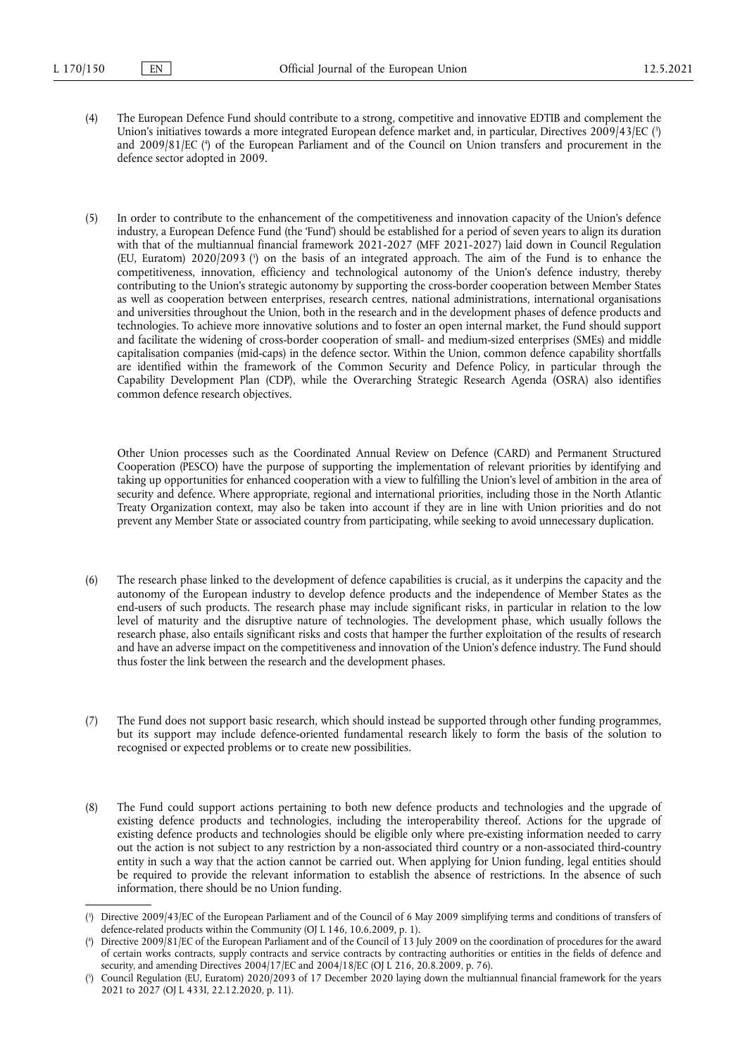(4) The European Defence Fund should contribute to a strong, competitive and innovative EDTIB and complement the Union's initiatives towards a more integrated European defence market and, in particular, Directives 2009/43/EC ([3]) and 2009/81/EC ([4]) of the European Parliament and of the Council on Union transfers and procurement in the defence sector adopted in 2009.

(5) In order to contribute to the enhancement of the competitiveness and innovation capacity of the Union's defence industry, a European Defence Fund (the 'Fund') should be established for a period of seven years to align its duration with that of the multiannual financial framework 2021-2027 (MFF 2021-2027) laid down in Council Regulation (EU, Euratom) 2020/2093 ([5]) on the basis of an integrated approach. The aim of the Fund is to enhance the competitiveness, innovation, efficiency and technological autonomy of the Union's defence industry, thereby contributing to the Union's strategic autonomy by supporting the cross-border cooperation between Member States as well as cooperation between enterprises, research centres, national administrations, international organisations and universities throughout the Union, both in the research and in the development phases of defence products and technologies. To achieve more innovative solutions and to foster an open internal market, the Fund should support and facilitate the widening of cross-border cooperation of small- and medium-sized enterprises (SMEs) and middle capitalisation companies (mid-caps) in the defence sector. Within the Union, common defence capability shortfalls are identified within the framework of the Common Security and Defence Policy, in particular through the Capability Development Plan (CDP), while the Overarching Strategic Research Agenda (OSRA) also identifies common defence research objectives.

Other Union processes such as the Coordinated Annual Review on Defence (CARD) and Permanent Structured Cooperation (PESCO) have the purpose of supporting the implementation of relevant priorities by identifying and taking up opportunities for enhanced cooperation with a view to fulfilling the Union's level of ambition in the area of security and defence. Where appropriate, regional and international priorities, including those in the North Atlantic Treaty Organization context, may also be taken into account if they are in line with Union priorities and do not prevent any Member State or associated country from participating, while seeking to avoid unnecessary duplication.

(6) The research phase linked to the development of defence capabilities is crucial, as it underpins the capacity and the autonomy of the European industry to develop defence products and the independence of Member States as the end-users of such products. The research phase may include significant risks, in particular in relation to the low level of maturity and the disruptive nature of technologies. The development phase, which usually follows the research phase, also entails significant risks and costs that hamper the further exploitation of the results of research and have an adverse impact on the competitiveness and innovation of the Union's defence industry. The Fund should thus foster the link between the research and the development phases.

(7) The Fund does not support basic research, which should instead be supported through other funding programmes, but its support may include defence-oriented fundamental research likely to form the basis of the solution to recognised or expected problems or to create new possibilities.

(8) The Fund could support actions pertaining to both new defence products and technologies and the upgrade of existing defence products and technologies, including the interoperability thereof. Actions for the upgrade of existing defence products and technologies should be eligible only where pre-existing information needed to carry out the action is not subject to any restriction by a non-associated third country or a non-associated third-country entity in such a way that the action cannot be carried out. When applying for Union funding, legal entities should be required to provide the relevant information to establish the absence of restrictions. In the absence of such information, there should be no Union funding.

---

([3]) Directive 2009/43/EC of the European Parliament and of the Council of 6 May 2009 simplifying terms and conditions of transfers of defence-related products within the Community (OJ L 146, 10.6.2009, p. 1).

([4]) Directive 2009/81/EC of the European Parliament and of the Council of 13 July 2009 on the coordination of procedures for the award of certain works contracts, supply contracts and service contracts by contracting authorities or entities in the fields of defence and security, and amending Directives 2004/17/EC and 2004/18/EC (OJ L 216, 20.8.2009, p. 76).

([5]) Council Regulation (EU, Euratom) 2020/2093 of 17 December 2020 laying down the multiannual financial framework for the years 2021 to 2027 (OJ L 433I, 22.12.2020, p. 11).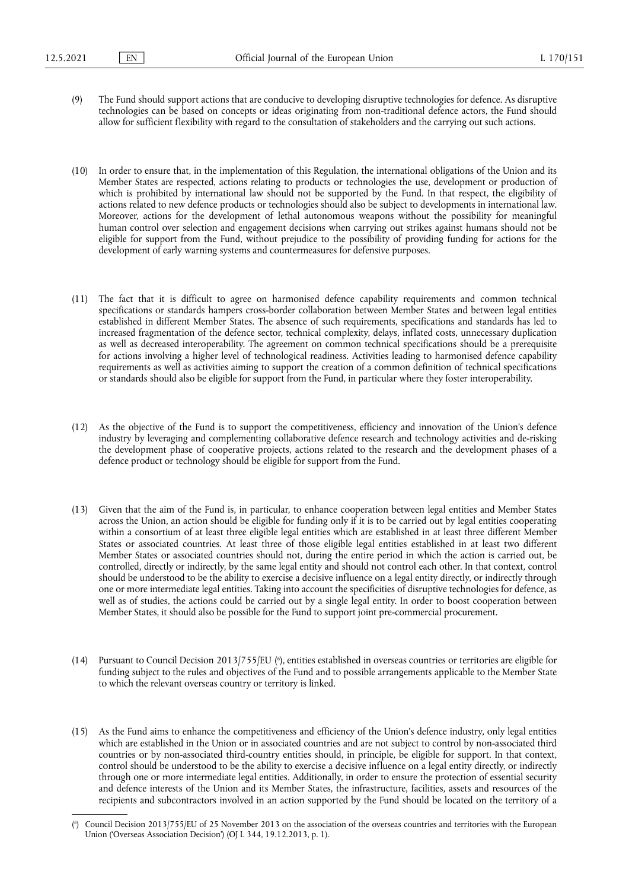(9) The Fund should support actions that are conducive to developing disruptive technologies for defence. As disruptive technologies can be based on concepts or ideas originating from non-traditional defence actors, the Fund should allow for sufficient flexibility with regard to the consultation of stakeholders and the carrying out such actions.

(10) In order to ensure that, in the implementation of this Regulation, the international obligations of the Union and its Member States are respected, actions relating to products or technologies the use, development or production of which is prohibited by international law should not be supported by the Fund. In that respect, the eligibility of actions related to new defence products or technologies should also be subject to developments in international law. Moreover, actions for the development of lethal autonomous weapons without the possibility for meaningful human control over selection and engagement decisions when carrying out strikes against humans should not be eligible for support from the Fund, without prejudice to the possibility of providing funding for actions for the development of early warning systems and countermeasures for defensive purposes.

(11) The fact that it is difficult to agree on harmonised defence capability requirements and common technical specifications or standards hampers cross-border collaboration between Member States and between legal entities established in different Member States. The absence of such requirements, specifications and standards has led to increased fragmentation of the defence sector, technical complexity, delays, inflated costs, unnecessary duplication as well as decreased interoperability. The agreement on common technical specifications should be a prerequisite for actions involving a higher level of technological readiness. Activities leading to harmonised defence capability requirements as well as activities aiming to support the creation of a common definition of technical specifications or standards should also be eligible for support from the Fund, in particular where they foster interoperability.

(12) As the objective of the Fund is to support the competitiveness, efficiency and innovation of the Union's defence industry by leveraging and complementing collaborative defence research and technology activities and de-risking the development phase of cooperative projects, actions related to the research and the development phases of a defence product or technology should be eligible for support from the Fund.

(13) Given that the aim of the Fund is, in particular, to enhance cooperation between legal entities and Member States across the Union, an action should be eligible for funding only if it is to be carried out by legal entities cooperating within a consortium of at least three eligible legal entities which are established in at least three different Member States or associated countries. At least three of those eligible legal entities established in at least two different Member States or associated countries should not, during the entire period in which the action is carried out, be controlled, directly or indirectly, by the same legal entity and should not control each other. In that context, control should be understood to be the ability to exercise a decisive influence on a legal entity directly, or indirectly through one or more intermediate legal entities. Taking into account the specificities of disruptive technologies for defence, as well as of studies, the actions could be carried out by a single legal entity. In order to boost cooperation between Member States, it should also be possible for the Fund to support joint pre-commercial procurement.

(14) Pursuant to Council Decision 2013/755/EU [6], entities established in overseas countries or territories are eligible for funding subject to the rules and objectives of the Fund and to possible arrangements applicable to the Member State to which the relevant overseas country or territory is linked.

(15) As the Fund aims to enhance the competitiveness and efficiency of the Union's defence industry, only legal entities which are established in the Union or in associated countries and are not subject to control by non-associated third countries or by non-associated third-country entities should, in principle, be eligible for support. In that context, control should be understood to be the ability to exercise a decisive influence on a legal entity directly, or indirectly through one or more intermediate legal entities. Additionally, in order to ensure the protection of essential security and defence interests of the Union and its Member States, the infrastructure, facilities, assets and resources of the recipients and subcontractors involved in an action supported by the Fund should be located on the territory of a

---

[6] Council Decision 2013/755/EU of 25 November 2013 on the association of the overseas countries and territories with the European Union ('Overseas Association Decision') (OJ L 344, 19.12.2013, p. 1).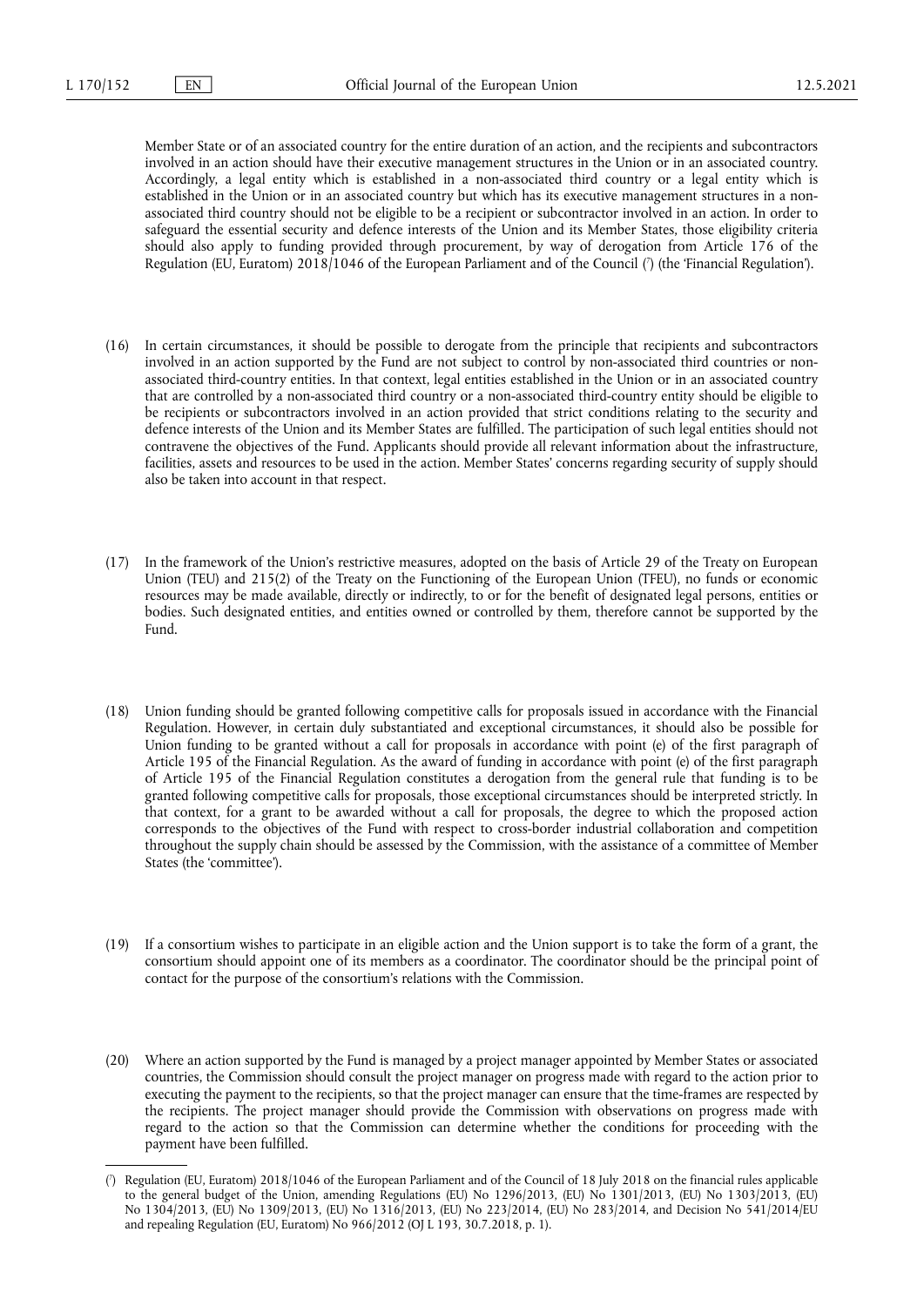Member State or of an associated country for the entire duration of an action, and the recipients and subcontractors involved in an action should have their executive management structures in the Union or in an associated country. Accordingly, a legal entity which is established in a non-associated third country or a legal entity which is established in the Union or in an associated country but which has its executive management structures in a non-associated third country should not be eligible to be a recipient or subcontractor involved in an action. In order to safeguard the essential security and defence interests of the Union and its Member States, those eligibility criteria should also apply to funding provided through procurement, by way of derogation from Article 176 of the Regulation (EU, Euratom) 2018/1046 of the European Parliament and of the Council [7] (the 'Financial Regulation').

(16) In certain circumstances, it should be possible to derogate from the principle that recipients and subcontractors involved in an action supported by the Fund are not subject to control by non-associated third countries or non-associated third-country entities. In that context, legal entities established in the Union or in an associated country that are controlled by a non-associated third country or a non-associated third-country entity should be eligible to be recipients or subcontractors involved in an action provided that strict conditions relating to the security and defence interests of the Union and its Member States are fulfilled. The participation of such legal entities should not contravene the objectives of the Fund. Applicants should provide all relevant information about the infrastructure, facilities, assets and resources to be used in the action. Member States' concerns regarding security of supply should also be taken into account in that respect.

(17) In the framework of the Union's restrictive measures, adopted on the basis of Article 29 of the Treaty on European Union (TEU) and 215(2) of the Treaty on the Functioning of the European Union (TFEU), no funds or economic resources may be made available, directly or indirectly, to or for the benefit of designated legal persons, entities or bodies. Such designated entities, and entities owned or controlled by them, therefore cannot be supported by the Fund.

(18) Union funding should be granted following competitive calls for proposals issued in accordance with the Financial Regulation. However, in certain duly substantiated and exceptional circumstances, it should also be possible for Union funding to be granted without a call for proposals in accordance with point (e) of the first paragraph of Article 195 of the Financial Regulation. As the award of funding in accordance with point (e) of the first paragraph of Article 195 of the Financial Regulation constitutes a derogation from the general rule that funding is to be granted following competitive calls for proposals, those exceptional circumstances should be interpreted strictly. In that context, for a grant to be awarded without a call for proposals, the degree to which the proposed action corresponds to the objectives of the Fund with respect to cross-border industrial collaboration and competition throughout the supply chain should be assessed by the Commission, with the assistance of a committee of Member States (the 'committee').

(19) If a consortium wishes to participate in an eligible action and the Union support is to take the form of a grant, the consortium should appoint one of its members as a coordinator. The coordinator should be the principal point of contact for the purpose of the consortium's relations with the Commission.

(20) Where an action supported by the Fund is managed by a project manager appointed by Member States or associated countries, the Commission should consult the project manager on progress made with regard to the action prior to executing the payment to the recipients, so that the project manager can ensure that the time-frames are respected by the recipients. The project manager should provide the Commission with observations on progress made with regard to the action so that the Commission can determine whether the conditions for proceeding with the payment have been fulfilled.

---

[7] Regulation (EU, Euratom) 2018/1046 of the European Parliament and of the Council of 18 July 2018 on the financial rules applicable to the general budget of the Union, amending Regulations (EU) No 1296/2013, (EU) No 1301/2013, (EU) No 1303/2013, (EU) No 1304/2013, (EU) No 1309/2013, (EU) No 1316/2013, (EU) No 223/2014, (EU) No 283/2014, and Decision No 541/2014/EU and repealing Regulation (EU, Euratom) No 966/2012 (OJ L 193, 30.7.2018, p. 1).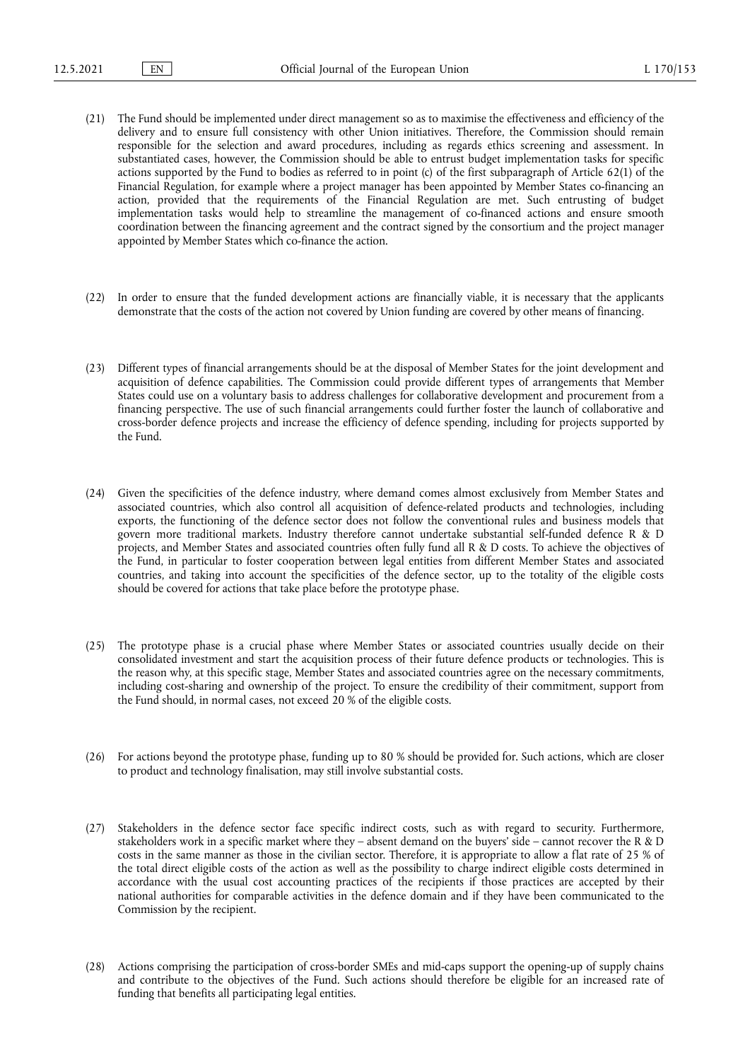(21) The Fund should be implemented under direct management so as to maximise the effectiveness and efficiency of the delivery and to ensure full consistency with other Union initiatives. Therefore, the Commission should remain responsible for the selection and award procedures, including as regards ethics screening and assessment. In substantiated cases, however, the Commission should be able to entrust budget implementation tasks for specific actions supported by the Fund to bodies as referred to in point (c) of the first subparagraph of Article 62(1) of the Financial Regulation, for example where a project manager has been appointed by Member States co-financing an action, provided that the requirements of the Financial Regulation are met. Such entrusting of budget implementation tasks would help to streamline the management of co-financed actions and ensure smooth coordination between the financing agreement and the contract signed by the consortium and the project manager appointed by Member States which co-finance the action.

(22) In order to ensure that the funded development actions are financially viable, it is necessary that the applicants demonstrate that the costs of the action not covered by Union funding are covered by other means of financing.

(23) Different types of financial arrangements should be at the disposal of Member States for the joint development and acquisition of defence capabilities. The Commission could provide different types of arrangements that Member States could use on a voluntary basis to address challenges for collaborative development and procurement from a financing perspective. The use of such financial arrangements could further foster the launch of collaborative and cross-border defence projects and increase the efficiency of defence spending, including for projects supported by the Fund.

(24) Given the specificities of the defence industry, where demand comes almost exclusively from Member States and associated countries, which also control all acquisition of defence-related products and technologies, including exports, the functioning of the defence sector does not follow the conventional rules and business models that govern more traditional markets. Industry therefore cannot undertake substantial self-funded defence R & D projects, and Member States and associated countries often fully fund all R & D costs. To achieve the objectives of the Fund, in particular to foster cooperation between legal entities from different Member States and associated countries, and taking into account the specificities of the defence sector, up to the totality of the eligible costs should be covered for actions that take place before the prototype phase.

(25) The prototype phase is a crucial phase where Member States or associated countries usually decide on their consolidated investment and start the acquisition process of their future defence products or technologies. This is the reason why, at this specific stage, Member States and associated countries agree on the necessary commitments, including cost-sharing and ownership of the project. To ensure the credibility of their commitment, support from the Fund should, in normal cases, not exceed 20 % of the eligible costs.

(26) For actions beyond the prototype phase, funding up to 80 % should be provided for. Such actions, which are closer to product and technology finalisation, may still involve substantial costs.

(27) Stakeholders in the defence sector face specific indirect costs, such as with regard to security. Furthermore, stakeholders work in a specific market where they – absent demand on the buyers' side – cannot recover the R & D costs in the same manner as those in the civilian sector. Therefore, it is appropriate to allow a flat rate of 25 % of the total direct eligible costs of the action as well as the possibility to charge indirect eligible costs determined in accordance with the usual cost accounting practices of the recipients if those practices are accepted by their national authorities for comparable activities in the defence domain and if they have been communicated to the Commission by the recipient.

(28) Actions comprising the participation of cross-border SMEs and mid-caps support the opening-up of supply chains and contribute to the objectives of the Fund. Such actions should therefore be eligible for an increased rate of funding that benefits all participating legal entities.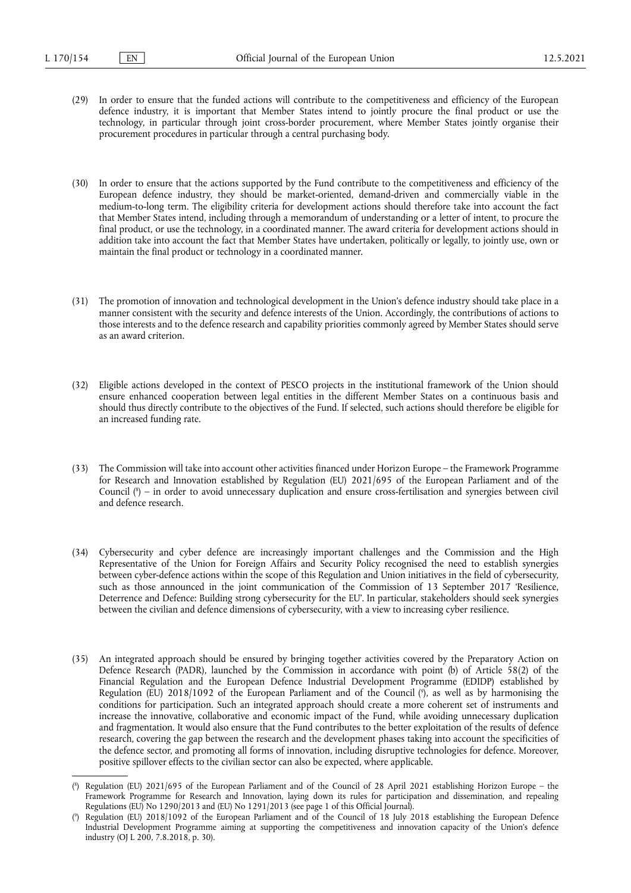(29) In order to ensure that the funded actions will contribute to the competitiveness and efficiency of the European defence industry, it is important that Member States intend to jointly procure the final product or use the technology, in particular through joint cross-border procurement, where Member States jointly organise their procurement procedures in particular through a central purchasing body.

(30) In order to ensure that the actions supported by the Fund contribute to the competitiveness and efficiency of the European defence industry, they should be market-oriented, demand-driven and commercially viable in the medium-to-long term. The eligibility criteria for development actions should therefore take into account the fact that Member States intend, including through a memorandum of understanding or a letter of intent, to procure the final product, or use the technology, in a coordinated manner. The award criteria for development actions should in addition take into account the fact that Member States have undertaken, politically or legally, to jointly use, own or maintain the final product or technology in a coordinated manner.

(31) The promotion of innovation and technological development in the Union's defence industry should take place in a manner consistent with the security and defence interests of the Union. Accordingly, the contributions of actions to those interests and to the defence research and capability priorities commonly agreed by Member States should serve as an award criterion.

(32) Eligible actions developed in the context of PESCO projects in the institutional framework of the Union should ensure enhanced cooperation between legal entities in the different Member States on a continuous basis and should thus directly contribute to the objectives of the Fund. If selected, such actions should therefore be eligible for an increased funding rate.

(33) The Commission will take into account other activities financed under Horizon Europe – the Framework Programme for Research and Innovation established by Regulation (EU) 2021/695 of the European Parliament and of the Council [8] – in order to avoid unnecessary duplication and ensure cross-fertilisation and synergies between civil and defence research.

(34) Cybersecurity and cyber defence are increasingly important challenges and the Commission and the High Representative of the Union for Foreign Affairs and Security Policy recognised the need to establish synergies between cyber-defence actions within the scope of this Regulation and Union initiatives in the field of cybersecurity, such as those announced in the joint communication of the Commission of 13 September 2017 'Resilience, Deterrence and Defence: Building strong cybersecurity for the EU'. In particular, stakeholders should seek synergies between the civilian and defence dimensions of cybersecurity, with a view to increasing cyber resilience.

(35) An integrated approach should be ensured by bringing together activities covered by the Preparatory Action on Defence Research (PADR), launched by the Commission in accordance with point (b) of Article 58(2) of the Financial Regulation and the European Defence Industrial Development Programme (EDIDP) established by Regulation (EU) 2018/1092 of the European Parliament and of the Council [9], as well as by harmonising the conditions for participation. Such an integrated approach should create a more coherent set of instruments and increase the innovative, collaborative and economic impact of the Fund, while avoiding unnecessary duplication and fragmentation. It would also ensure that the Fund contributes to the better exploitation of the results of defence research, covering the gap between the research and the development phases taking into account the specificities of the defence sector, and promoting all forms of innovation, including disruptive technologies for defence. Moreover, positive spillover effects to the civilian sector can also be expected, where applicable.

---

[8] Regulation (EU) 2021/695 of the European Parliament and of the Council of 28 April 2021 establishing Horizon Europe – the Framework Programme for Research and Innovation, laying down its rules for participation and dissemination, and repealing Regulations (EU) No 1290/2013 and (EU) No 1291/2013 (see page 1 of this Official Journal).

[9] Regulation (EU) 2018/1092 of the European Parliament and of the Council of 18 July 2018 establishing the European Defence Industrial Development Programme aiming at supporting the competitiveness and innovation capacity of the Union's defence industry (OJ L 200, 7.8.2018, p. 30).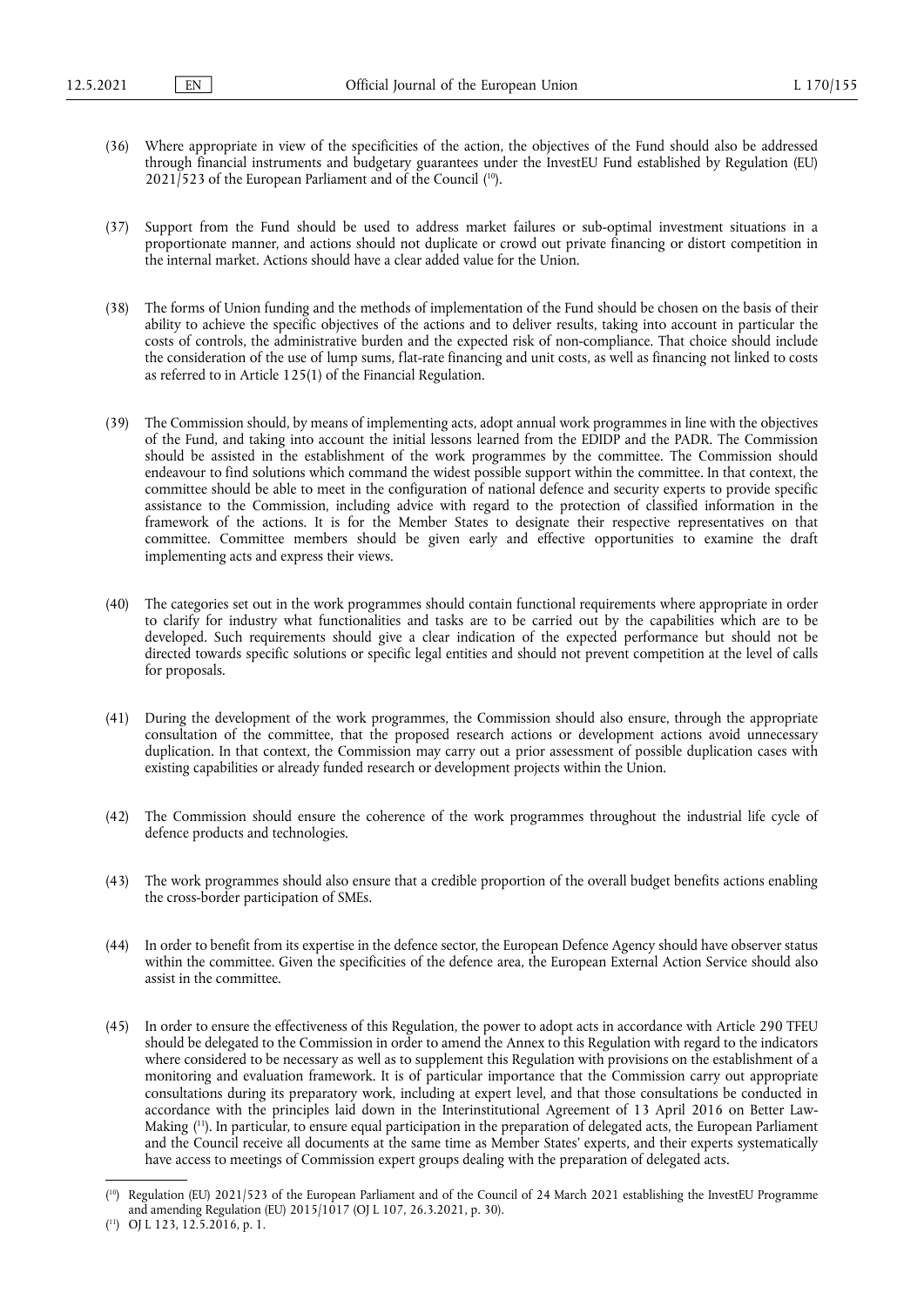(36) Where appropriate in view of the specificities of the action, the objectives of the Fund should also be addressed through financial instruments and budgetary guarantees under the InvestEU Fund established by Regulation (EU) 2021/523 of the European Parliament and of the Council ([10]).

(37) Support from the Fund should be used to address market failures or sub-optimal investment situations in a proportionate manner, and actions should not duplicate or crowd out private financing or distort competition in the internal market. Actions should have a clear added value for the Union.

(38) The forms of Union funding and the methods of implementation of the Fund should be chosen on the basis of their ability to achieve the specific objectives of the actions and to deliver results, taking into account in particular the costs of controls, the administrative burden and the expected risk of non-compliance. That choice should include the consideration of the use of lump sums, flat-rate financing and unit costs, as well as financing not linked to costs as referred to in Article 125(1) of the Financial Regulation.

(39) The Commission should, by means of implementing acts, adopt annual work programmes in line with the objectives of the Fund, and taking into account the initial lessons learned from the EDIDP and the PADR. The Commission should be assisted in the establishment of the work programmes by the committee. The Commission should endeavour to find solutions which command the widest possible support within the committee. In that context, the committee should be able to meet in the configuration of national defence and security experts to provide specific assistance to the Commission, including advice with regard to the protection of classified information in the framework of the actions. It is for the Member States to designate their respective representatives on that committee. Committee members should be given early and effective opportunities to examine the draft implementing acts and express their views.

(40) The categories set out in the work programmes should contain functional requirements where appropriate in order to clarify for industry what functionalities and tasks are to be carried out by the capabilities which are to be developed. Such requirements should give a clear indication of the expected performance but should not be directed towards specific solutions or specific legal entities and should not prevent competition at the level of calls for proposals.

(41) During the development of the work programmes, the Commission should also ensure, through the appropriate consultation of the committee, that the proposed research actions or development actions avoid unnecessary duplication. In that context, the Commission may carry out a prior assessment of possible duplication cases with existing capabilities or already funded research or development projects within the Union.

(42) The Commission should ensure the coherence of the work programmes throughout the industrial life cycle of defence products and technologies.

(43) The work programmes should also ensure that a credible proportion of the overall budget benefits actions enabling the cross-border participation of SMEs.

(44) In order to benefit from its expertise in the defence sector, the European Defence Agency should have observer status within the committee. Given the specificities of the defence area, the European External Action Service should also assist in the committee.

(45) In order to ensure the effectiveness of this Regulation, the power to adopt acts in accordance with Article 290 TFEU should be delegated to the Commission in order to amend the Annex to this Regulation with regard to the indicators where considered to be necessary as well as to supplement this Regulation with provisions on the establishment of a monitoring and evaluation framework. It is of particular importance that the Commission carry out appropriate consultations during its preparatory work, including at expert level, and that those consultations be conducted in accordance with the principles laid down in the Interinstitutional Agreement of 13 April 2016 on Better Law-Making ([11]). In particular, to ensure equal participation in the preparation of delegated acts, the European Parliament and the Council receive all documents at the same time as Member States' experts, and their experts systematically have access to meetings of Commission expert groups dealing with the preparation of delegated acts.

---

([10]) Regulation (EU) 2021/523 of the European Parliament and of the Council of 24 March 2021 establishing the InvestEU Programme and amending Regulation (EU) 2015/1017 (OJ L 107, 26.3.2021, p. 30).

([11]) OJ L 123, 12.5.2016, p. 1.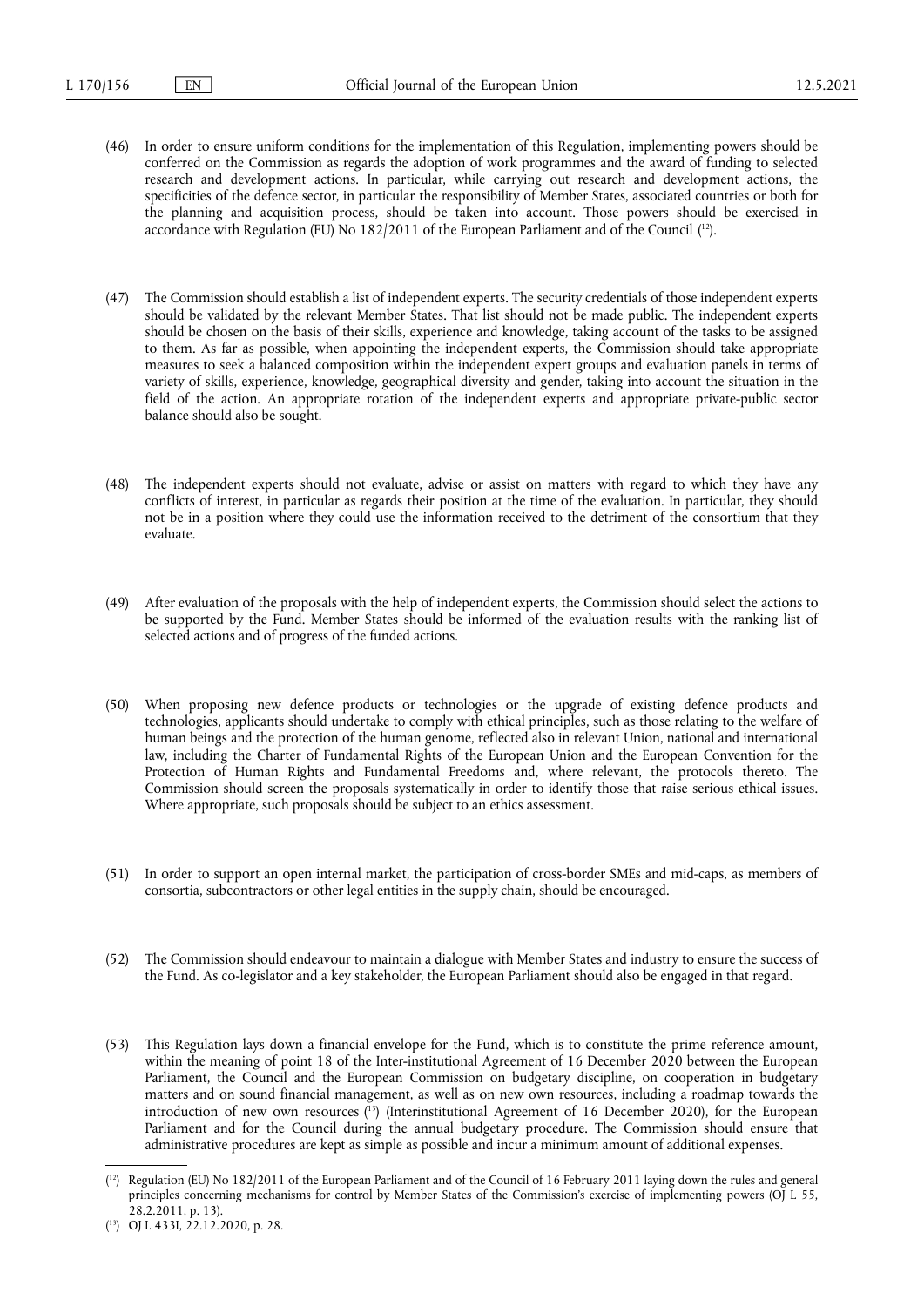(46) In order to ensure uniform conditions for the implementation of this Regulation, implementing powers should be conferred on the Commission as regards the adoption of work programmes and the award of funding to selected research and development actions. In particular, while carrying out research and development actions, the specificities of the defence sector, in particular the responsibility of Member States, associated countries or both for the planning and acquisition process, should be taken into account. Those powers should be exercised in accordance with Regulation (EU) No 182/2011 of the European Parliament and of the Council ([12]).

(47) The Commission should establish a list of independent experts. The security credentials of those independent experts should be validated by the relevant Member States. That list should not be made public. The independent experts should be chosen on the basis of their skills, experience and knowledge, taking account of the tasks to be assigned to them. As far as possible, when appointing the independent experts, the Commission should take appropriate measures to seek a balanced composition within the independent expert groups and evaluation panels in terms of variety of skills, experience, knowledge, geographical diversity and gender, taking into account the situation in the field of the action. An appropriate rotation of the independent experts and appropriate private-public sector balance should also be sought.

(48) The independent experts should not evaluate, advise or assist on matters with regard to which they have any conflicts of interest, in particular as regards their position at the time of the evaluation. In particular, they should not be in a position where they could use the information received to the detriment of the consortium that they evaluate.

(49) After evaluation of the proposals with the help of independent experts, the Commission should select the actions to be supported by the Fund. Member States should be informed of the evaluation results with the ranking list of selected actions and of progress of the funded actions.

(50) When proposing new defence products or technologies or the upgrade of existing defence products and technologies, applicants should undertake to comply with ethical principles, such as those relating to the welfare of human beings and the protection of the human genome, reflected also in relevant Union, national and international law, including the Charter of Fundamental Rights of the European Union and the European Convention for the Protection of Human Rights and Fundamental Freedoms and, where relevant, the protocols thereto. The Commission should screen the proposals systematically in order to identify those that raise serious ethical issues. Where appropriate, such proposals should be subject to an ethics assessment.

(51) In order to support an open internal market, the participation of cross-border SMEs and mid-caps, as members of consortia, subcontractors or other legal entities in the supply chain, should be encouraged.

(52) The Commission should endeavour to maintain a dialogue with Member States and industry to ensure the success of the Fund. As co-legislator and a key stakeholder, the European Parliament should also be engaged in that regard.

(53) This Regulation lays down a financial envelope for the Fund, which is to constitute the prime reference amount, within the meaning of point 18 of the Inter-institutional Agreement of 16 December 2020 between the European Parliament, the Council and the European Commission on budgetary discipline, on cooperation in budgetary matters and on sound financial management, as well as on new own resources, including a roadmap towards the introduction of new own resources ([13]) (Interinstitutional Agreement of 16 December 2020), for the European Parliament and for the Council during the annual budgetary procedure. The Commission should ensure that administrative procedures are kept as simple as possible and incur a minimum amount of additional expenses.

---

([12]) Regulation (EU) No 182/2011 of the European Parliament and of the Council of 16 February 2011 laying down the rules and general principles concerning mechanisms for control by Member States of the Commission's exercise of implementing powers (OJ L 55, 28.2.2011, p. 13).

([13]) OJ L 433I, 22.12.2020, p. 28.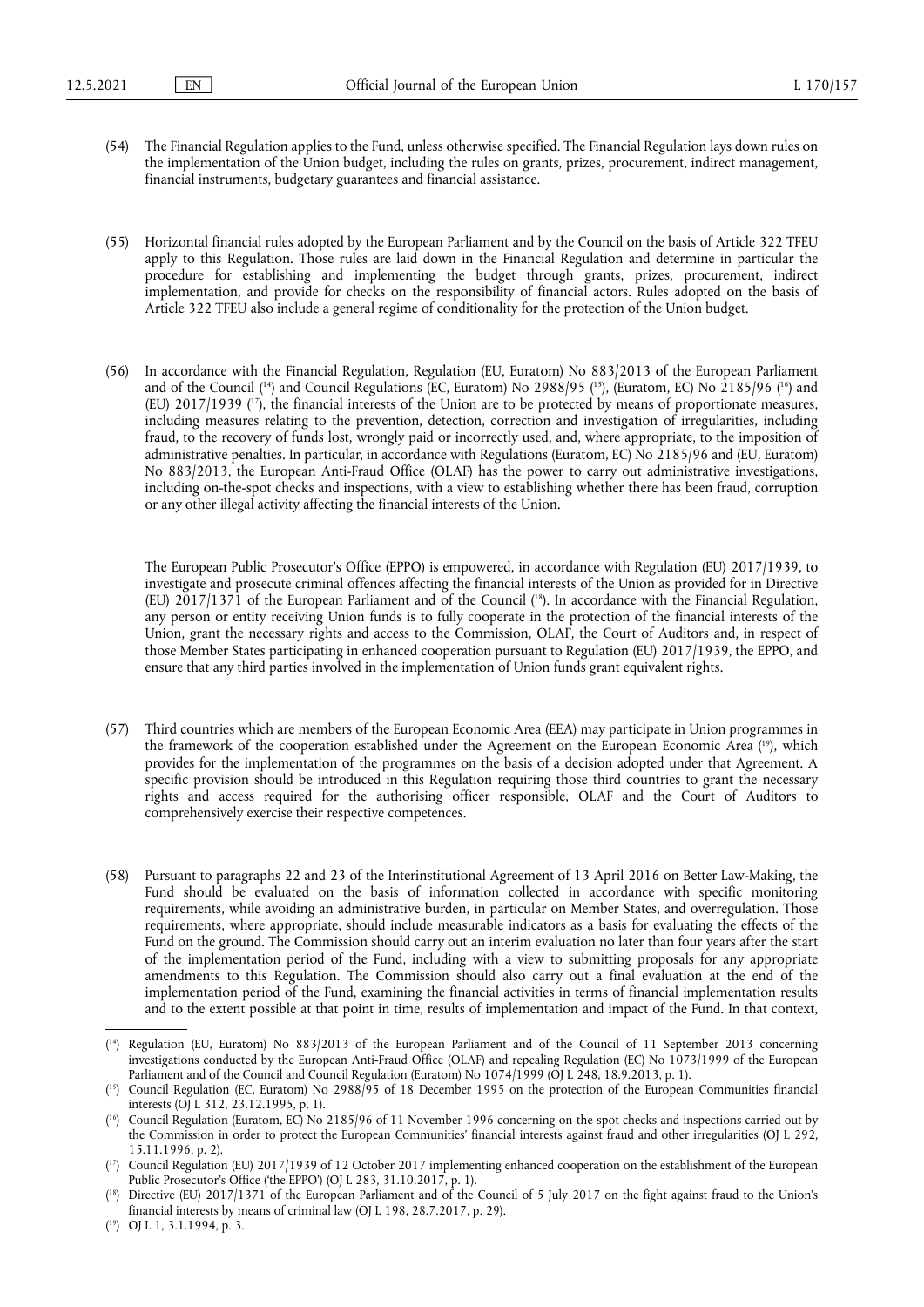(54) The Financial Regulation applies to the Fund, unless otherwise specified. The Financial Regulation lays down rules on the implementation of the Union budget, including the rules on grants, prizes, procurement, indirect management, financial instruments, budgetary guarantees and financial assistance.

(55) Horizontal financial rules adopted by the European Parliament and by the Council on the basis of Article 322 TFEU apply to this Regulation. Those rules are laid down in the Financial Regulation and determine in particular the procedure for establishing and implementing the budget through grants, prizes, procurement, indirect implementation, and provide for checks on the responsibility of financial actors. Rules adopted on the basis of Article 322 TFEU also include a general regime of conditionality for the protection of the Union budget.

(56) In accordance with the Financial Regulation, Regulation (EU, Euratom) No 883/2013 of the European Parliament and of the Council ([14]) and Council Regulations (EC, Euratom) No 2988/95 ([15]), (Euratom, EC) No 2185/96 ([16]) and (EU) 2017/1939 ([17]), the financial interests of the Union are to be protected by means of proportionate measures, including measures relating to the prevention, detection, correction and investigation of irregularities, including fraud, to the recovery of funds lost, wrongly paid or incorrectly used, and, where appropriate, to the imposition of administrative penalties. In particular, in accordance with Regulations (Euratom, EC) No 2185/96 and (EU, Euratom) No 883/2013, the European Anti-Fraud Office (OLAF) has the power to carry out administrative investigations, including on-the-spot checks and inspections, with a view to establishing whether there has been fraud, corruption or any other illegal activity affecting the financial interests of the Union.

The European Public Prosecutor's Office (EPPO) is empowered, in accordance with Regulation (EU) 2017/1939, to investigate and prosecute criminal offences affecting the financial interests of the Union as provided for in Directive (EU) 2017/1371 of the European Parliament and of the Council ([18]). In accordance with the Financial Regulation, any person or entity receiving Union funds is to fully cooperate in the protection of the financial interests of the Union, grant the necessary rights and access to the Commission, OLAF, the Court of Auditors and, in respect of those Member States participating in enhanced cooperation pursuant to Regulation (EU) 2017/1939, the EPPO, and ensure that any third parties involved in the implementation of Union funds grant equivalent rights.

(57) Third countries which are members of the European Economic Area (EEA) may participate in Union programmes in the framework of the cooperation established under the Agreement on the European Economic Area ([19]), which provides for the implementation of the programmes on the basis of a decision adopted under that Agreement. A specific provision should be introduced in this Regulation requiring those third countries to grant the necessary rights and access required for the authorising officer responsible, OLAF and the Court of Auditors to comprehensively exercise their respective competences.

(58) Pursuant to paragraphs 22 and 23 of the Interinstitutional Agreement of 13 April 2016 on Better Law-Making, the Fund should be evaluated on the basis of information collected in accordance with specific monitoring requirements, while avoiding an administrative burden, in particular on Member States, and overregulation. Those requirements, where appropriate, should include measurable indicators as a basis for evaluating the effects of the Fund on the ground. The Commission should carry out an interim evaluation no later than four years after the start of the implementation period of the Fund, including with a view to submitting proposals for any appropriate amendments to this Regulation. The Commission should also carry out a final evaluation at the end of the implementation period of the Fund, examining the financial activities in terms of financial implementation results and to the extent possible at that point in time, results of implementation and impact of the Fund. In that context,

---

([14]) Regulation (EU, Euratom) No 883/2013 of the European Parliament and of the Council of 11 September 2013 concerning investigations conducted by the European Anti-Fraud Office (OLAF) and repealing Regulation (EC) No 1073/1999 of the European Parliament and of the Council and Council Regulation (Euratom) No 1074/1999 (OJ L 248, 18.9.2013, p. 1).

([15]) Council Regulation (EC, Euratom) No 2988/95 of 18 December 1995 on the protection of the European Communities financial interests (OJ L 312, 23.12.1995, p. 1).

([16]) Council Regulation (Euratom, EC) No 2185/96 of 11 November 1996 concerning on-the-spot checks and inspections carried out by the Commission in order to protect the European Communities' financial interests against fraud and other irregularities (OJ L 292, 15.11.1996, p. 2).

([17]) Council Regulation (EU) 2017/1939 of 12 October 2017 implementing enhanced cooperation on the establishment of the European Public Prosecutor's Office ('the EPPO') (OJ L 283, 31.10.2017, p. 1).

([18]) Directive (EU) 2017/1371 of the European Parliament and of the Council of 5 July 2017 on the fight against fraud to the Union's financial interests by means of criminal law (OJ L 198, 28.7.2017, p. 29).

([19]) OJ L 1, 3.1.1994, p. 3.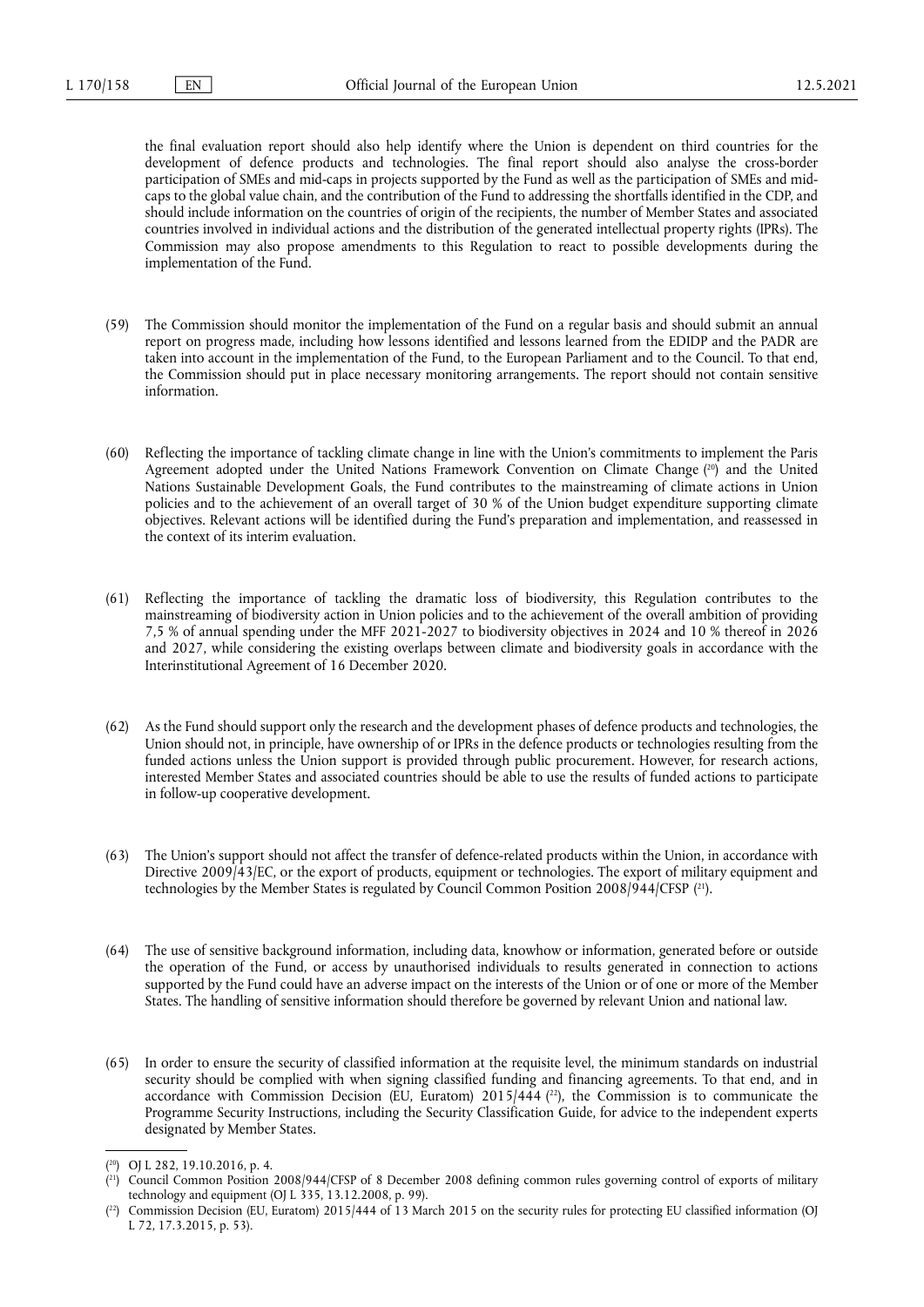the final evaluation report should also help identify where the Union is dependent on third countries for the development of defence products and technologies. The final report should also analyse the cross-border participation of SMEs and mid-caps in projects supported by the Fund as well as the participation of SMEs and mid-caps to the global value chain, and the contribution of the Fund to addressing the shortfalls identified in the CDP, and should include information on the countries of origin of the recipients, the number of Member States and associated countries involved in individual actions and the distribution of the generated intellectual property rights (IPRs). The Commission may also propose amendments to this Regulation to react to possible developments during the implementation of the Fund.

(59) The Commission should monitor the implementation of the Fund on a regular basis and should submit an annual report on progress made, including how lessons identified and lessons learned from the EDIDP and the PADR are taken into account in the implementation of the Fund, to the European Parliament and to the Council. To that end, the Commission should put in place necessary monitoring arrangements. The report should not contain sensitive information.

(60) Reflecting the importance of tackling climate change in line with the Union's commitments to implement the Paris Agreement adopted under the United Nations Framework Convention on Climate Change [20] and the United Nations Sustainable Development Goals, the Fund contributes to the mainstreaming of climate actions in Union policies and to the achievement of an overall target of 30 % of the Union budget expenditure supporting climate objectives. Relevant actions will be identified during the Fund's preparation and implementation, and reassessed in the context of its interim evaluation.

(61) Reflecting the importance of tackling the dramatic loss of biodiversity, this Regulation contributes to the mainstreaming of biodiversity action in Union policies and to the achievement of the overall ambition of providing 7,5 % of annual spending under the MFF 2021-2027 to biodiversity objectives in 2024 and 10 % thereof in 2026 and 2027, while considering the existing overlaps between climate and biodiversity goals in accordance with the Interinstitutional Agreement of 16 December 2020.

(62) As the Fund should support only the research and the development phases of defence products and technologies, the Union should not, in principle, have ownership of or IPRs in the defence products or technologies resulting from the funded actions unless the Union support is provided through public procurement. However, for research actions, interested Member States and associated countries should be able to use the results of funded actions to participate in follow-up cooperative development.

(63) The Union's support should not affect the transfer of defence-related products within the Union, in accordance with Directive 2009/43/EC, or the export of products, equipment or technologies. The export of military equipment and technologies by the Member States is regulated by Council Common Position 2008/944/CFSP [21].

(64) The use of sensitive background information, including data, knowhow or information, generated before or outside the operation of the Fund, or access by unauthorised individuals to results generated in connection to actions supported by the Fund could have an adverse impact on the interests of the Union or of one or more of the Member States. The handling of sensitive information should therefore be governed by relevant Union and national law.

(65) In order to ensure the security of classified information at the requisite level, the minimum standards on industrial security should be complied with when signing classified funding and financing agreements. To that end, and in accordance with Commission Decision (EU, Euratom) 2015/444 [22], the Commission is to communicate the Programme Security Instructions, including the Security Classification Guide, for advice to the independent experts designated by Member States.

---

[20] OJ L 282, 19.10.2016, p. 4.

[21] Council Common Position 2008/944/CFSP of 8 December 2008 defining common rules governing control of exports of military technology and equipment (OJ L 335, 13.12.2008, p. 99).

[22] Commission Decision (EU, Euratom) 2015/444 of 13 March 2015 on the security rules for protecting EU classified information (OJ L 72, 17.3.2015, p. 53).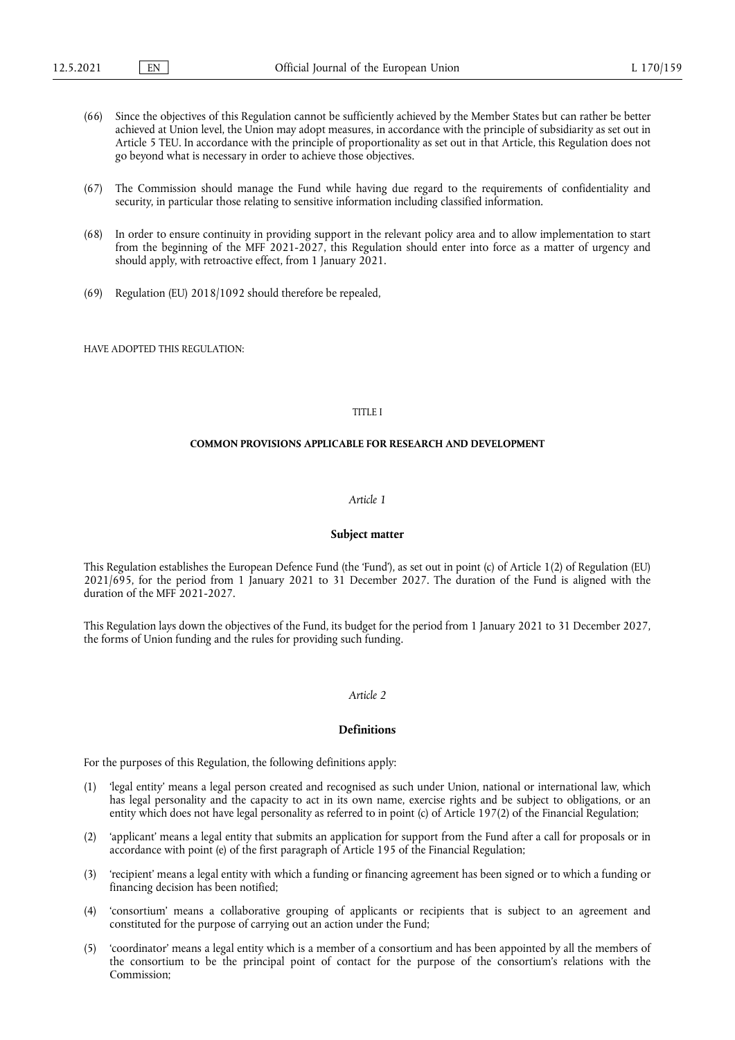(66) Since the objectives of this Regulation cannot be sufficiently achieved by the Member States but can rather be better achieved at Union level, the Union may adopt measures, in accordance with the principle of subsidiarity as set out in Article 5 TEU. In accordance with the principle of proportionality as set out in that Article, this Regulation does not go beyond what is necessary in order to achieve those objectives.

(67) The Commission should manage the Fund while having due regard to the requirements of confidentiality and security, in particular those relating to sensitive information including classified information.

(68) In order to ensure continuity in providing support in the relevant policy area and to allow implementation to start from the beginning of the MFF 2021-2027, this Regulation should enter into force as a matter of urgency and should apply, with retroactive effect, from 1 January 2021.

(69) Regulation (EU) 2018/1092 should therefore be repealed,

HAVE ADOPTED THIS REGULATION:

TITLE I

**COMMON PROVISIONS APPLICABLE FOR RESEARCH AND DEVELOPMENT**

*Article 1*

**Subject matter**

This Regulation establishes the European Defence Fund (the 'Fund'), as set out in point (c) of Article 1(2) of Regulation (EU) 2021/695, for the period from 1 January 2021 to 31 December 2027. The duration of the Fund is aligned with the duration of the MFF 2021-2027.

This Regulation lays down the objectives of the Fund, its budget for the period from 1 January 2021 to 31 December 2027, the forms of Union funding and the rules for providing such funding.

*Article 2*

**Definitions**

For the purposes of this Regulation, the following definitions apply:

(1) 'legal entity' means a legal person created and recognised as such under Union, national or international law, which has legal personality and the capacity to act in its own name, exercise rights and be subject to obligations, or an entity which does not have legal personality as referred to in point (c) of Article 197(2) of the Financial Regulation;

(2) 'applicant' means a legal entity that submits an application for support from the Fund after a call for proposals or in accordance with point (e) of the first paragraph of Article 195 of the Financial Regulation;

(3) 'recipient' means a legal entity with which a funding or financing agreement has been signed or to which a funding or financing decision has been notified;

(4) 'consortium' means a collaborative grouping of applicants or recipients that is subject to an agreement and constituted for the purpose of carrying out an action under the Fund;

(5) 'coordinator' means a legal entity which is a member of a consortium and has been appointed by all the members of the consortium to be the principal point of contact for the purpose of the consortium's relations with the Commission;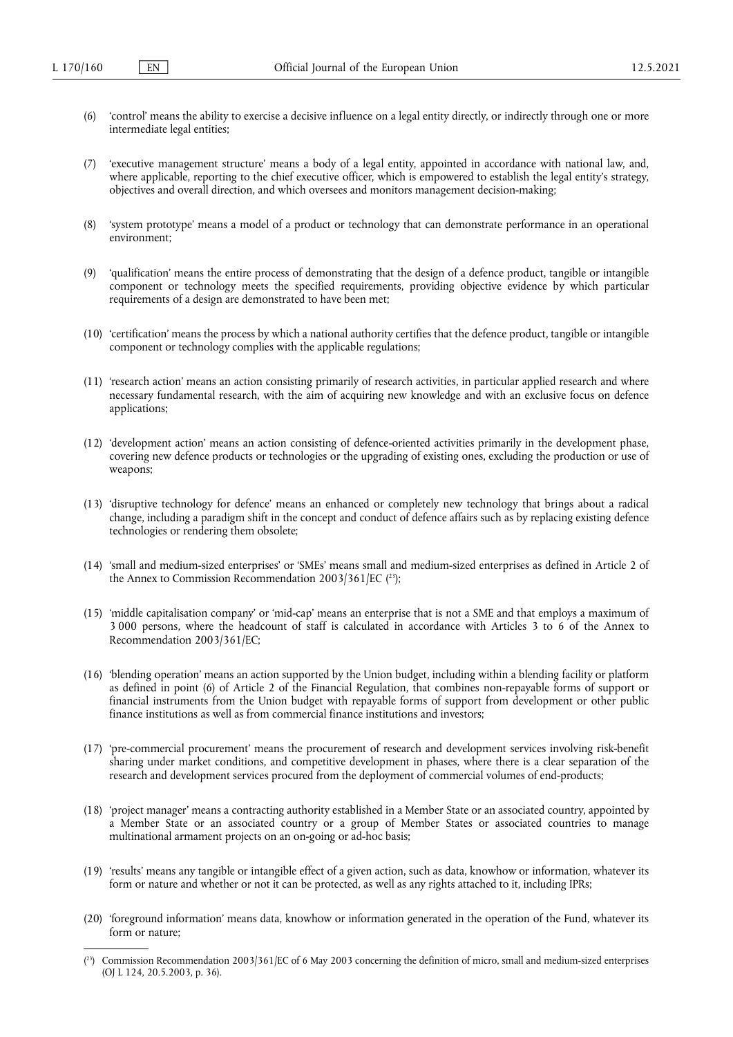(6) 'control' means the ability to exercise a decisive influence on a legal entity directly, or indirectly through one or more intermediate legal entities;

(7) 'executive management structure' means a body of a legal entity, appointed in accordance with national law, and, where applicable, reporting to the chief executive officer, which is empowered to establish the legal entity's strategy, objectives and overall direction, and which oversees and monitors management decision-making;

(8) 'system prototype' means a model of a product or technology that can demonstrate performance in an operational environment;

(9) 'qualification' means the entire process of demonstrating that the design of a defence product, tangible or intangible component or technology meets the specified requirements, providing objective evidence by which particular requirements of a design are demonstrated to have been met;

(10) 'certification' means the process by which a national authority certifies that the defence product, tangible or intangible component or technology complies with the applicable regulations;

(11) 'research action' means an action consisting primarily of research activities, in particular applied research and where necessary fundamental research, with the aim of acquiring new knowledge and with an exclusive focus on defence applications;

(12) 'development action' means an action consisting of defence-oriented activities primarily in the development phase, covering new defence products or technologies or the upgrading of existing ones, excluding the production or use of weapons;

(13) 'disruptive technology for defence' means an enhanced or completely new technology that brings about a radical change, including a paradigm shift in the concept and conduct of defence affairs such as by replacing existing defence technologies or rendering them obsolete;

(14) 'small and medium-sized enterprises' or 'SMEs' means small and medium-sized enterprises as defined in Article 2 of the Annex to Commission Recommendation 2003/361/EC ([23]);

(15) 'middle capitalisation company' or 'mid-cap' means an enterprise that is not a SME and that employs a maximum of 3 000 persons, where the headcount of staff is calculated in accordance with Articles 3 to 6 of the Annex to Recommendation 2003/361/EC;

(16) 'blending operation' means an action supported by the Union budget, including within a blending facility or platform as defined in point (6) of Article 2 of the Financial Regulation, that combines non-repayable forms of support or financial instruments from the Union budget with repayable forms of support from development or other public finance institutions as well as from commercial finance institutions and investors;

(17) 'pre-commercial procurement' means the procurement of research and development services involving risk-benefit sharing under market conditions, and competitive development in phases, where there is a clear separation of the research and development services procured from the deployment of commercial volumes of end-products;

(18) 'project manager' means a contracting authority established in a Member State or an associated country, appointed by a Member State or an associated country or a group of Member States or associated countries to manage multinational armament projects on an on-going or ad-hoc basis;

(19) 'results' means any tangible or intangible effect of a given action, such as data, knowhow or information, whatever its form or nature and whether or not it can be protected, as well as any rights attached to it, including IPRs;

(20) 'foreground information' means data, knowhow or information generated in the operation of the Fund, whatever its form or nature;

---

([23]) Commission Recommendation 2003/361/EC of 6 May 2003 concerning the definition of micro, small and medium-sized enterprises (OJ L 124, 20.5.2003, p. 36).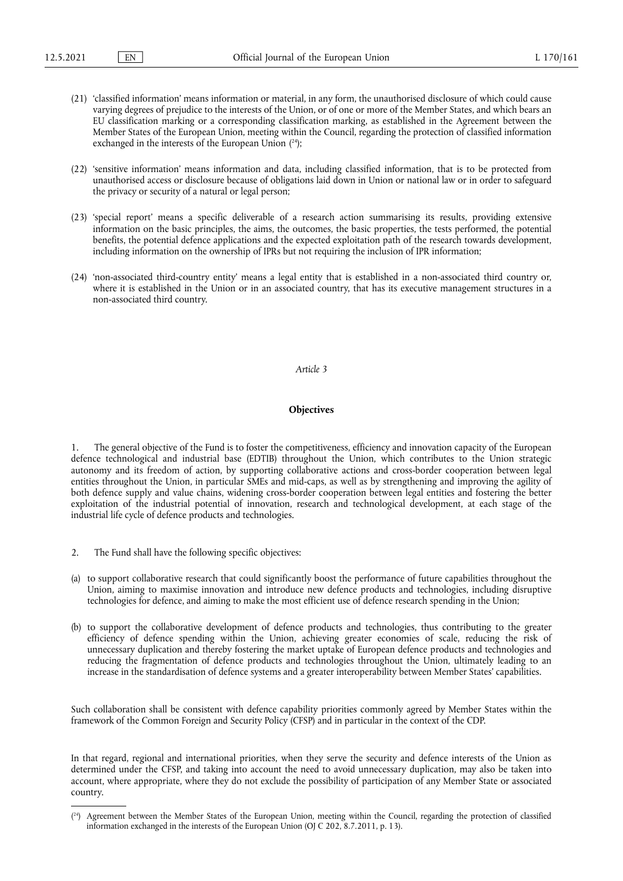(21) 'classified information' means information or material, in any form, the unauthorised disclosure of which could cause varying degrees of prejudice to the interests of the Union, or of one or more of the Member States, and which bears an EU classification marking or a corresponding classification marking, as established in the Agreement between the Member States of the European Union, meeting within the Council, regarding the protection of classified information exchanged in the interests of the European Union [24];

(22) 'sensitive information' means information and data, including classified information, that is to be protected from unauthorised access or disclosure because of obligations laid down in Union or national law or in order to safeguard the privacy or security of a natural or legal person;

(23) 'special report' means a specific deliverable of a research action summarising its results, providing extensive information on the basic principles, the aims, the outcomes, the basic properties, the tests performed, the potential benefits, the potential defence applications and the expected exploitation path of the research towards development, including information on the ownership of IPRs but not requiring the inclusion of IPR information;

(24) 'non-associated third-country entity' means a legal entity that is established in a non-associated third country or, where it is established in the Union or in an associated country, that has its executive management structures in a non-associated third country.

*Article 3*

**Objectives**

1. The general objective of the Fund is to foster the competitiveness, efficiency and innovation capacity of the European defence technological and industrial base (EDTIB) throughout the Union, which contributes to the Union strategic autonomy and its freedom of action, by supporting collaborative actions and cross-border cooperation between legal entities throughout the Union, in particular SMEs and mid-caps, as well as by strengthening and improving the agility of both defence supply and value chains, widening cross-border cooperation between legal entities and fostering the better exploitation of the industrial potential of innovation, research and technological development, at each stage of the industrial life cycle of defence products and technologies.

2. The Fund shall have the following specific objectives:

(a) to support collaborative research that could significantly boost the performance of future capabilities throughout the Union, aiming to maximise innovation and introduce new defence products and technologies, including disruptive technologies for defence, and aiming to make the most efficient use of defence research spending in the Union;

(b) to support the collaborative development of defence products and technologies, thus contributing to the greater efficiency of defence spending within the Union, achieving greater economies of scale, reducing the risk of unnecessary duplication and thereby fostering the market uptake of European defence products and technologies and reducing the fragmentation of defence products and technologies throughout the Union, ultimately leading to an increase in the standardisation of defence systems and a greater interoperability between Member States' capabilities.

Such collaboration shall be consistent with defence capability priorities commonly agreed by Member States within the framework of the Common Foreign and Security Policy (CFSP) and in particular in the context of the CDP.

In that regard, regional and international priorities, when they serve the security and defence interests of the Union as determined under the CFSP, and taking into account the need to avoid unnecessary duplication, may also be taken into account, where appropriate, where they do not exclude the possibility of participation of any Member State or associated country.

---

[24] Agreement between the Member States of the European Union, meeting within the Council, regarding the protection of classified information exchanged in the interests of the European Union (OJ C 202, 8.7.2011, p. 13).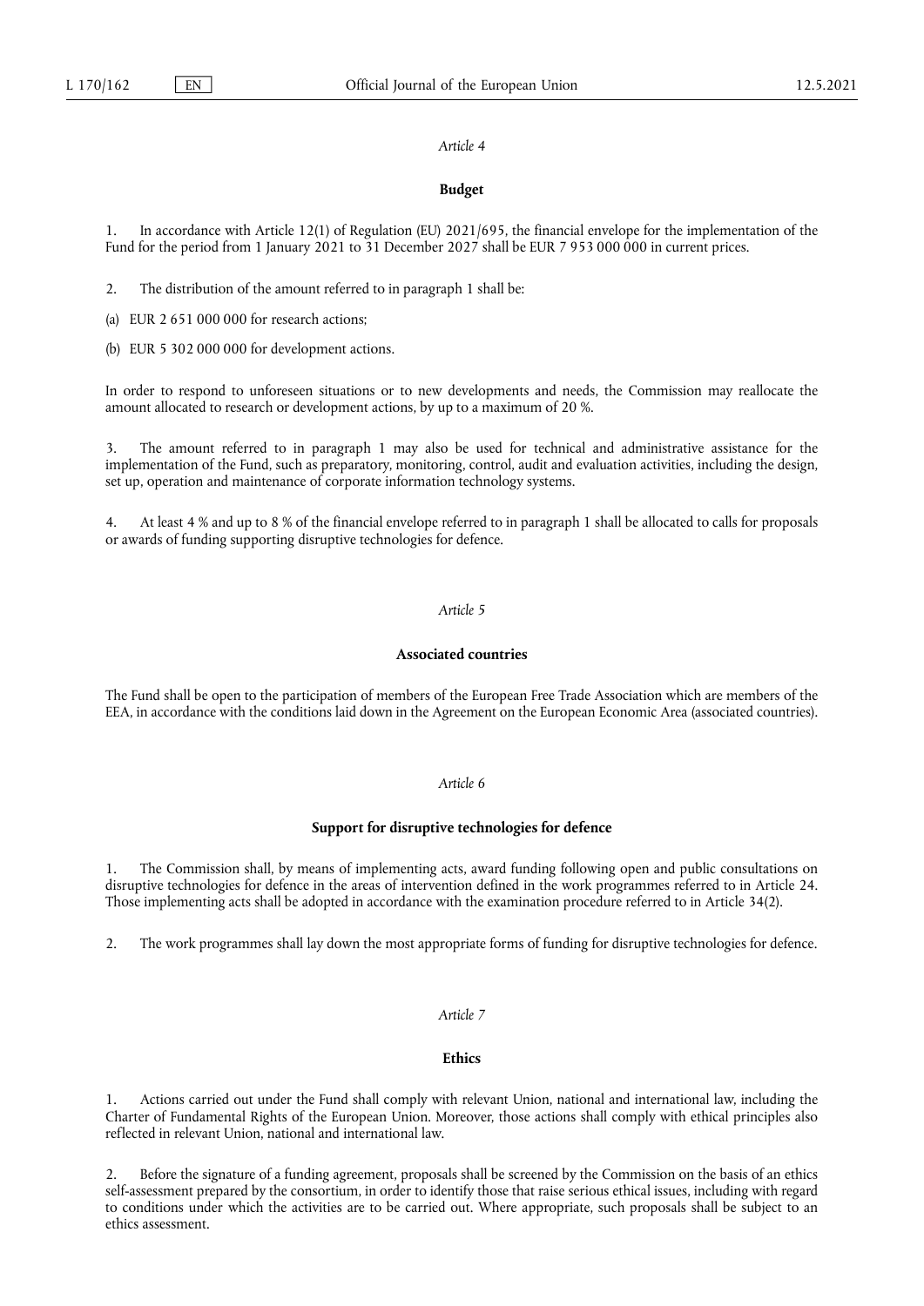*Article 4*

**Budget**

1. In accordance with Article 12(1) of Regulation (EU) 2021/695, the financial envelope for the implementation of the Fund for the period from 1 January 2021 to 31 December 2027 shall be EUR 7 953 000 000 in current prices.

2. The distribution of the amount referred to in paragraph 1 shall be:

(a) EUR 2 651 000 000 for research actions;

(b) EUR 5 302 000 000 for development actions.

In order to respond to unforeseen situations or to new developments and needs, the Commission may reallocate the amount allocated to research or development actions, by up to a maximum of 20 %.

3. The amount referred to in paragraph 1 may also be used for technical and administrative assistance for the implementation of the Fund, such as preparatory, monitoring, control, audit and evaluation activities, including the design, set up, operation and maintenance of corporate information technology systems.

4. At least 4 % and up to 8 % of the financial envelope referred to in paragraph 1 shall be allocated to calls for proposals or awards of funding supporting disruptive technologies for defence.

*Article 5*

**Associated countries**

The Fund shall be open to the participation of members of the European Free Trade Association which are members of the EEA, in accordance with the conditions laid down in the Agreement on the European Economic Area (associated countries).

*Article 6*

**Support for disruptive technologies for defence**

1. The Commission shall, by means of implementing acts, award funding following open and public consultations on disruptive technologies for defence in the areas of intervention defined in the work programmes referred to in Article 24. Those implementing acts shall be adopted in accordance with the examination procedure referred to in Article 34(2).

2. The work programmes shall lay down the most appropriate forms of funding for disruptive technologies for defence.

*Article 7*

**Ethics**

1. Actions carried out under the Fund shall comply with relevant Union, national and international law, including the Charter of Fundamental Rights of the European Union. Moreover, those actions shall comply with ethical principles also reflected in relevant Union, national and international law.

2. Before the signature of a funding agreement, proposals shall be screened by the Commission on the basis of an ethics self-assessment prepared by the consortium, in order to identify those that raise serious ethical issues, including with regard to conditions under which the activities are to be carried out. Where appropriate, such proposals shall be subject to an ethics assessment.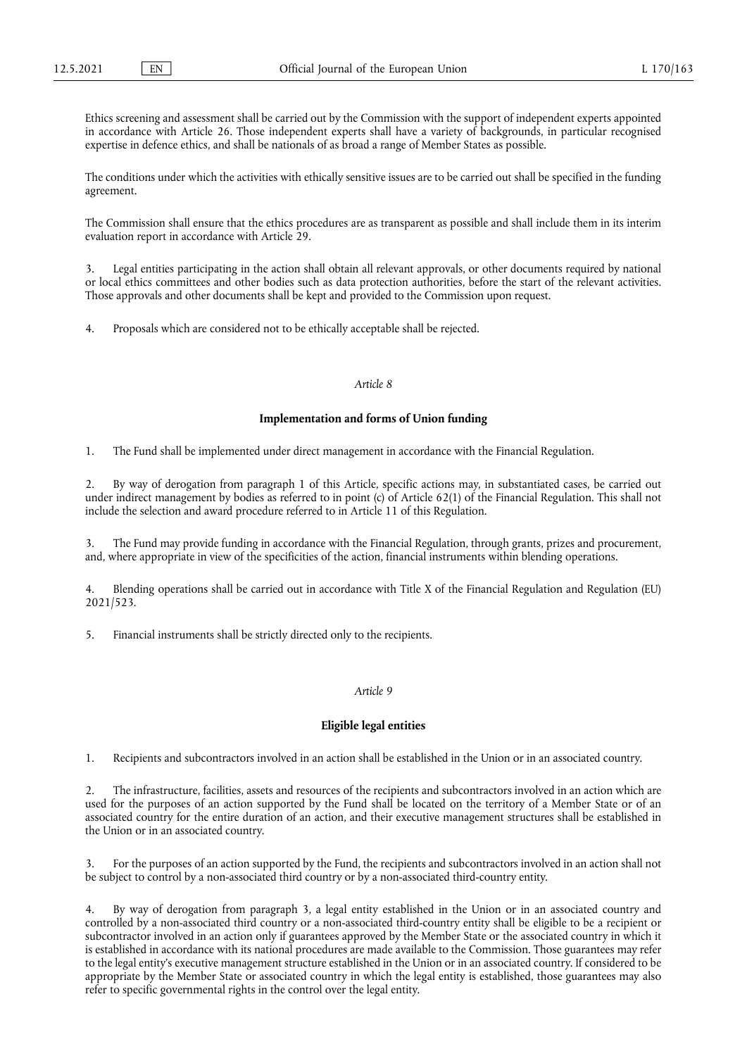Ethics screening and assessment shall be carried out by the Commission with the support of independent experts appointed in accordance with Article 26. Those independent experts shall have a variety of backgrounds, in particular recognised expertise in defence ethics, and shall be nationals of as broad a range of Member States as possible.

The conditions under which the activities with ethically sensitive issues are to be carried out shall be specified in the funding agreement.

The Commission shall ensure that the ethics procedures are as transparent as possible and shall include them in its interim evaluation report in accordance with Article 29.

3. Legal entities participating in the action shall obtain all relevant approvals, or other documents required by national or local ethics committees and other bodies such as data protection authorities, before the start of the relevant activities. Those approvals and other documents shall be kept and provided to the Commission upon request.

4. Proposals which are considered not to be ethically acceptable shall be rejected.

*Article 8*

**Implementation and forms of Union funding**

1. The Fund shall be implemented under direct management in accordance with the Financial Regulation.

2. By way of derogation from paragraph 1 of this Article, specific actions may, in substantiated cases, be carried out under indirect management by bodies as referred to in point (c) of Article 62(1) of the Financial Regulation. This shall not include the selection and award procedure referred to in Article 11 of this Regulation.

3. The Fund may provide funding in accordance with the Financial Regulation, through grants, prizes and procurement, and, where appropriate in view of the specificities of the action, financial instruments within blending operations.

4. Blending operations shall be carried out in accordance with Title X of the Financial Regulation and Regulation (EU) 2021/523.

5. Financial instruments shall be strictly directed only to the recipients.

*Article 9*

**Eligible legal entities**

1. Recipients and subcontractors involved in an action shall be established in the Union or in an associated country.

2. The infrastructure, facilities, assets and resources of the recipients and subcontractors involved in an action which are used for the purposes of an action supported by the Fund shall be located on the territory of a Member State or of an associated country for the entire duration of an action, and their executive management structures shall be established in the Union or in an associated country.

3. For the purposes of an action supported by the Fund, the recipients and subcontractors involved in an action shall not be subject to control by a non-associated third country or by a non-associated third-country entity.

4. By way of derogation from paragraph 3, a legal entity established in the Union or in an associated country and controlled by a non-associated third country or a non-associated third-country entity shall be eligible to be a recipient or subcontractor involved in an action only if guarantees approved by the Member State or the associated country in which it is established in accordance with its national procedures are made available to the Commission. Those guarantees may refer to the legal entity's executive management structure established in the Union or in an associated country. If considered to be appropriate by the Member State or associated country in which the legal entity is established, those guarantees may also refer to specific governmental rights in the control over the legal entity.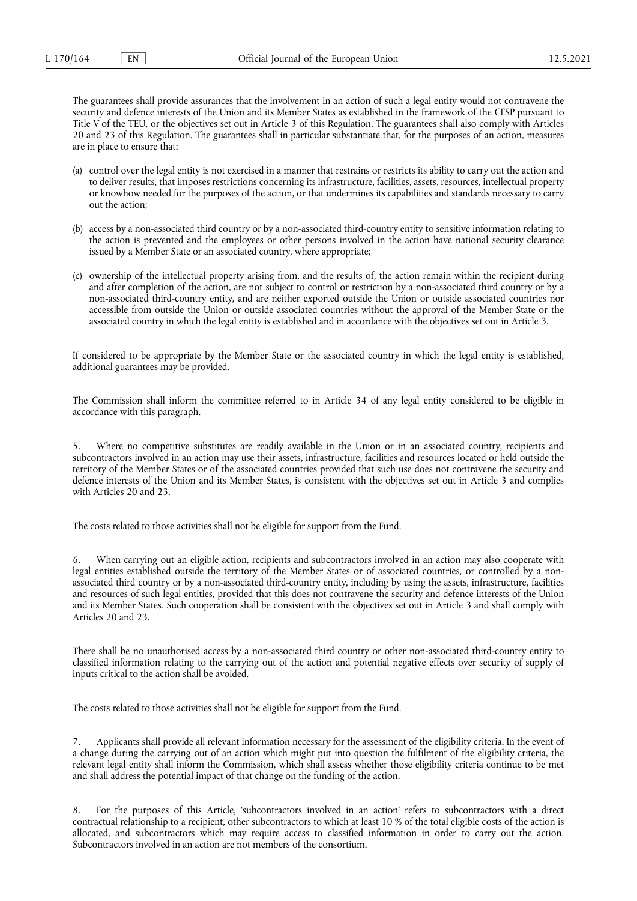The guarantees shall provide assurances that the involvement in an action of such a legal entity would not contravene the security and defence interests of the Union and its Member States as established in the framework of the CFSP pursuant to Title V of the TEU, or the objectives set out in Article 3 of this Regulation. The guarantees shall also comply with Articles 20 and 23 of this Regulation. The guarantees shall in particular substantiate that, for the purposes of an action, measures are in place to ensure that:

(a) control over the legal entity is not exercised in a manner that restrains or restricts its ability to carry out the action and to deliver results, that imposes restrictions concerning its infrastructure, facilities, assets, resources, intellectual property or knowhow needed for the purposes of the action, or that undermines its capabilities and standards necessary to carry out the action;

(b) access by a non-associated third country or by a non-associated third-country entity to sensitive information relating to the action is prevented and the employees or other persons involved in the action have national security clearance issued by a Member State or an associated country, where appropriate;

(c) ownership of the intellectual property arising from, and the results of, the action remain within the recipient during and after completion of the action, are not subject to control or restriction by a non-associated third country or by a non-associated third-country entity, and are neither exported outside the Union or outside associated countries nor accessible from outside the Union or outside associated countries without the approval of the Member State or the associated country in which the legal entity is established and in accordance with the objectives set out in Article 3.

If considered to be appropriate by the Member State or the associated country in which the legal entity is established, additional guarantees may be provided.

The Commission shall inform the committee referred to in Article 34 of any legal entity considered to be eligible in accordance with this paragraph.

5. Where no competitive substitutes are readily available in the Union or in an associated country, recipients and subcontractors involved in an action may use their assets, infrastructure, facilities and resources located or held outside the territory of the Member States or of the associated countries provided that such use does not contravene the security and defence interests of the Union and its Member States, is consistent with the objectives set out in Article 3 and complies with Articles 20 and 23.

The costs related to those activities shall not be eligible for support from the Fund.

6. When carrying out an eligible action, recipients and subcontractors involved in an action may also cooperate with legal entities established outside the territory of the Member States or of associated countries, or controlled by a non-associated third country or by a non-associated third-country entity, including by using the assets, infrastructure, facilities and resources of such legal entities, provided that this does not contravene the security and defence interests of the Union and its Member States. Such cooperation shall be consistent with the objectives set out in Article 3 and shall comply with Articles 20 and 23.

There shall be no unauthorised access by a non-associated third country or other non-associated third-country entity to classified information relating to the carrying out of the action and potential negative effects over security of supply of inputs critical to the action shall be avoided.

The costs related to those activities shall not be eligible for support from the Fund.

7. Applicants shall provide all relevant information necessary for the assessment of the eligibility criteria. In the event of a change during the carrying out of an action which might put into question the fulfilment of the eligibility criteria, the relevant legal entity shall inform the Commission, which shall assess whether those eligibility criteria continue to be met and shall address the potential impact of that change on the funding of the action.

8. For the purposes of this Article, 'subcontractors involved in an action' refers to subcontractors with a direct contractual relationship to a recipient, other subcontractors to which at least 10 % of the total eligible costs of the action is allocated, and subcontractors which may require access to classified information in order to carry out the action. Subcontractors involved in an action are not members of the consortium.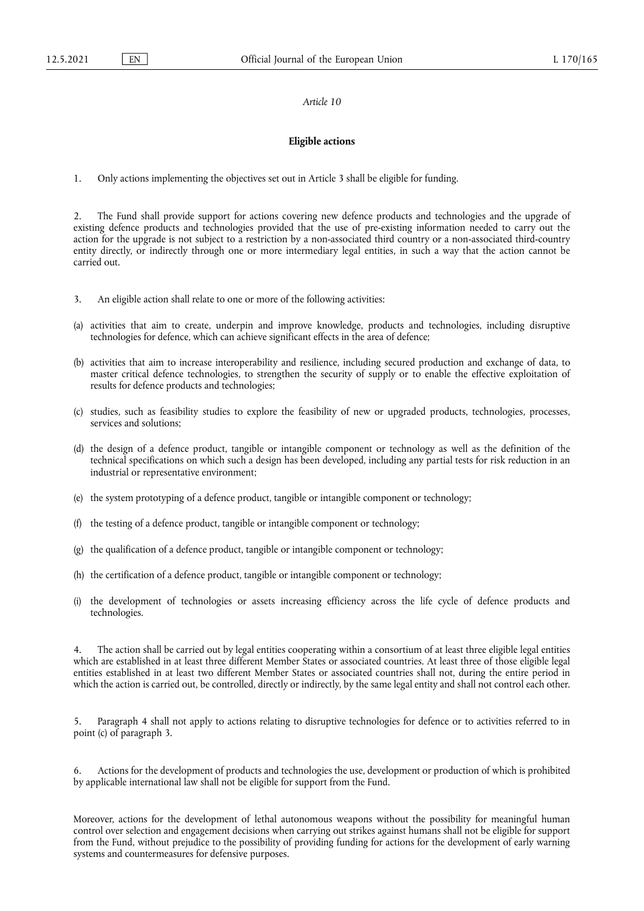*Article 10*

**Eligible actions**

1. Only actions implementing the objectives set out in Article 3 shall be eligible for funding.

2. The Fund shall provide support for actions covering new defence products and technologies and the upgrade of existing defence products and technologies provided that the use of pre-existing information needed to carry out the action for the upgrade is not subject to a restriction by a non-associated third country or a non-associated third-country entity directly, or indirectly through one or more intermediary legal entities, in such a way that the action cannot be carried out.

3. An eligible action shall relate to one or more of the following activities:

(a) activities that aim to create, underpin and improve knowledge, products and technologies, including disruptive technologies for defence, which can achieve significant effects in the area of defence;

(b) activities that aim to increase interoperability and resilience, including secured production and exchange of data, to master critical defence technologies, to strengthen the security of supply or to enable the effective exploitation of results for defence products and technologies;

(c) studies, such as feasibility studies to explore the feasibility of new or upgraded products, technologies, processes, services and solutions;

(d) the design of a defence product, tangible or intangible component or technology as well as the definition of the technical specifications on which such a design has been developed, including any partial tests for risk reduction in an industrial or representative environment;

(e) the system prototyping of a defence product, tangible or intangible component or technology;

(f) the testing of a defence product, tangible or intangible component or technology;

(g) the qualification of a defence product, tangible or intangible component or technology;

(h) the certification of a defence product, tangible or intangible component or technology;

(i) the development of technologies or assets increasing efficiency across the life cycle of defence products and technologies.

4. The action shall be carried out by legal entities cooperating within a consortium of at least three eligible legal entities which are established in at least three different Member States or associated countries. At least three of those eligible legal entities established in at least two different Member States or associated countries shall not, during the entire period in which the action is carried out, be controlled, directly or indirectly, by the same legal entity and shall not control each other.

5. Paragraph 4 shall not apply to actions relating to disruptive technologies for defence or to activities referred to in point (c) of paragraph 3.

6. Actions for the development of products and technologies the use, development or production of which is prohibited by applicable international law shall not be eligible for support from the Fund.

Moreover, actions for the development of lethal autonomous weapons without the possibility for meaningful human control over selection and engagement decisions when carrying out strikes against humans shall not be eligible for support from the Fund, without prejudice to the possibility of providing funding for actions for the development of early warning systems and countermeasures for defensive purposes.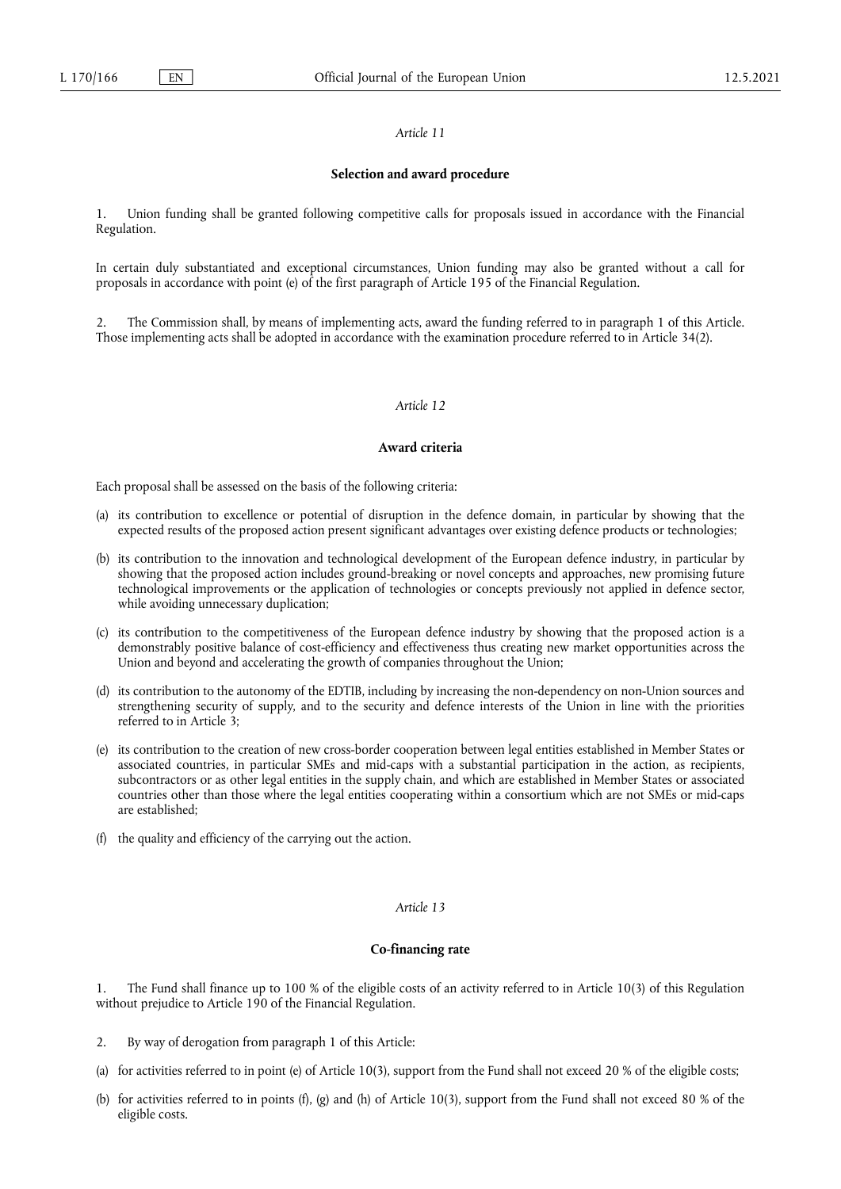*Article 11*

**Selection and award procedure**

1. Union funding shall be granted following competitive calls for proposals issued in accordance with the Financial Regulation.

In certain duly substantiated and exceptional circumstances, Union funding may also be granted without a call for proposals in accordance with point (e) of the first paragraph of Article 195 of the Financial Regulation.

2. The Commission shall, by means of implementing acts, award the funding referred to in paragraph 1 of this Article. Those implementing acts shall be adopted in accordance with the examination procedure referred to in Article 34(2).

*Article 12*

**Award criteria**

Each proposal shall be assessed on the basis of the following criteria:

(a) its contribution to excellence or potential of disruption in the defence domain, in particular by showing that the expected results of the proposed action present significant advantages over existing defence products or technologies;

(b) its contribution to the innovation and technological development of the European defence industry, in particular by showing that the proposed action includes ground-breaking or novel concepts and approaches, new promising future technological improvements or the application of technologies or concepts previously not applied in defence sector, while avoiding unnecessary duplication;

(c) its contribution to the competitiveness of the European defence industry by showing that the proposed action is a demonstrably positive balance of cost-efficiency and effectiveness thus creating new market opportunities across the Union and beyond and accelerating the growth of companies throughout the Union;

(d) its contribution to the autonomy of the EDTIB, including by increasing the non-dependency on non-Union sources and strengthening security of supply, and to the security and defence interests of the Union in line with the priorities referred to in Article 3;

(e) its contribution to the creation of new cross-border cooperation between legal entities established in Member States or associated countries, in particular SMEs and mid-caps with a substantial participation in the action, as recipients, subcontractors or as other legal entities in the supply chain, and which are established in Member States or associated countries other than those where the legal entities cooperating within a consortium which are not SMEs or mid-caps are established;

(f) the quality and efficiency of the carrying out the action.

*Article 13*

**Co-financing rate**

1. The Fund shall finance up to 100 % of the eligible costs of an activity referred to in Article 10(3) of this Regulation without prejudice to Article 190 of the Financial Regulation.

2. By way of derogation from paragraph 1 of this Article:

(a) for activities referred to in point (e) of Article 10(3), support from the Fund shall not exceed 20 % of the eligible costs;

(b) for activities referred to in points (f), (g) and (h) of Article 10(3), support from the Fund shall not exceed 80 % of the eligible costs.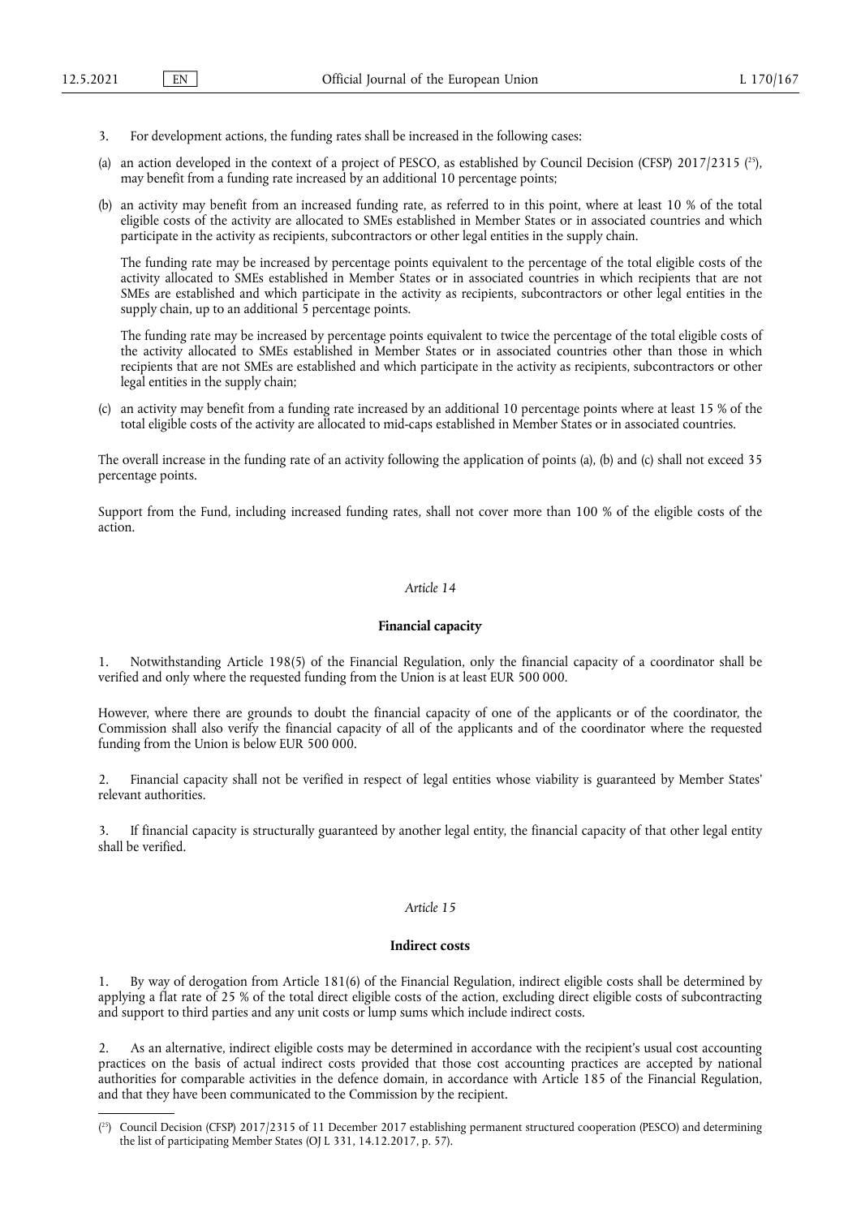3. For development actions, the funding rates shall be increased in the following cases:

(a) an action developed in the context of a project of PESCO, as established by Council Decision (CFSP) 2017/2315 ([25]), may benefit from a funding rate increased by an additional 10 percentage points;

(b) an activity may benefit from an increased funding rate, as referred to in this point, where at least 10 % of the total eligible costs of the activity are allocated to SMEs established in Member States or in associated countries and which participate in the activity as recipients, subcontractors or other legal entities in the supply chain.

The funding rate may be increased by percentage points equivalent to the percentage of the total eligible costs of the activity allocated to SMEs established in Member States or in associated countries in which recipients that are not SMEs are established and which participate in the activity as recipients, subcontractors or other legal entities in the supply chain, up to an additional 5 percentage points.

The funding rate may be increased by percentage points equivalent to twice the percentage of the total eligible costs of the activity allocated to SMEs established in Member States or in associated countries other than those in which recipients that are not SMEs are established and which participate in the activity as recipients, subcontractors or other legal entities in the supply chain;

(c) an activity may benefit from a funding rate increased by an additional 10 percentage points where at least 15 % of the total eligible costs of the activity are allocated to mid-caps established in Member States or in associated countries.

The overall increase in the funding rate of an activity following the application of points (a), (b) and (c) shall not exceed 35 percentage points.

Support from the Fund, including increased funding rates, shall not cover more than 100 % of the eligible costs of the action.

*Article 14*

**Financial capacity**

1. Notwithstanding Article 198(5) of the Financial Regulation, only the financial capacity of a coordinator shall be verified and only where the requested funding from the Union is at least EUR 500 000.

However, where there are grounds to doubt the financial capacity of one of the applicants or of the coordinator, the Commission shall also verify the financial capacity of all of the applicants and of the coordinator where the requested funding from the Union is below EUR 500 000.

2. Financial capacity shall not be verified in respect of legal entities whose viability is guaranteed by Member States' relevant authorities.

3. If financial capacity is structurally guaranteed by another legal entity, the financial capacity of that other legal entity shall be verified.

*Article 15*

**Indirect costs**

1. By way of derogation from Article 181(6) of the Financial Regulation, indirect eligible costs shall be determined by applying a flat rate of 25 % of the total direct eligible costs of the action, excluding direct eligible costs of subcontracting and support to third parties and any unit costs or lump sums which include indirect costs.

2. As an alternative, indirect eligible costs may be determined in accordance with the recipient's usual cost accounting practices on the basis of actual indirect costs provided that those cost accounting practices are accepted by national authorities for comparable activities in the defence domain, in accordance with Article 185 of the Financial Regulation, and that they have been communicated to the Commission by the recipient.

---

([25]) Council Decision (CFSP) 2017/2315 of 11 December 2017 establishing permanent structured cooperation (PESCO) and determining the list of participating Member States (OJ L 331, 14.12.2017, p. 57).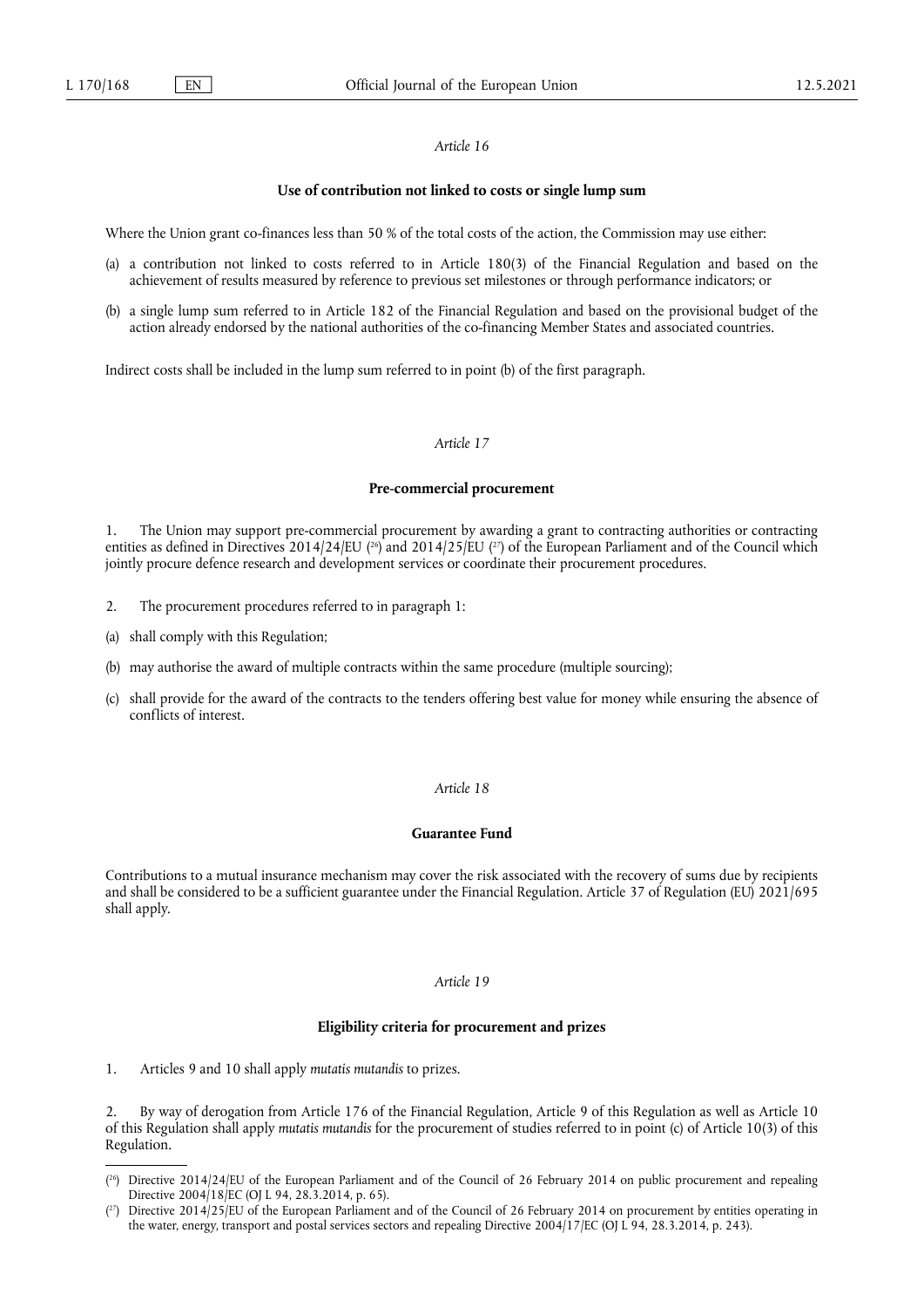*Article 16*

**Use of contribution not linked to costs or single lump sum**

Where the Union grant co-finances less than 50 % of the total costs of the action, the Commission may use either:

(a) a contribution not linked to costs referred to in Article 180(3) of the Financial Regulation and based on the achievement of results measured by reference to previous set milestones or through performance indicators; or

(b) a single lump sum referred to in Article 182 of the Financial Regulation and based on the provisional budget of the action already endorsed by the national authorities of the co-financing Member States and associated countries.

Indirect costs shall be included in the lump sum referred to in point (b) of the first paragraph.

*Article 17*

**Pre-commercial procurement**

1. The Union may support pre-commercial procurement by awarding a grant to contracting authorities or contracting entities as defined in Directives 2014/24/EU [26] and 2014/25/EU [27] of the European Parliament and of the Council which jointly procure defence research and development services or coordinate their procurement procedures.

2. The procurement procedures referred to in paragraph 1:

(a) shall comply with this Regulation;

(b) may authorise the award of multiple contracts within the same procedure (multiple sourcing);

(c) shall provide for the award of the contracts to the tenders offering best value for money while ensuring the absence of conflicts of interest.

*Article 18*

**Guarantee Fund**

Contributions to a mutual insurance mechanism may cover the risk associated with the recovery of sums due by recipients and shall be considered to be a sufficient guarantee under the Financial Regulation. Article 37 of Regulation (EU) 2021/695 shall apply.

*Article 19*

**Eligibility criteria for procurement and prizes**

1. Articles 9 and 10 shall apply *mutatis mutandis* to prizes.

2. By way of derogation from Article 176 of the Financial Regulation, Article 9 of this Regulation as well as Article 10 of this Regulation shall apply *mutatis mutandis* for the procurement of studies referred to in point (c) of Article 10(3) of this Regulation.

---

[26] Directive 2014/24/EU of the European Parliament and of the Council of 26 February 2014 on public procurement and repealing Directive 2004/18/EC (OJ L 94, 28.3.2014, p. 65).

[27] Directive 2014/25/EU of the European Parliament and of the Council of 26 February 2014 on procurement by entities operating in the water, energy, transport and postal services sectors and repealing Directive 2004/17/EC (OJ L 94, 28.3.2014, p. 243).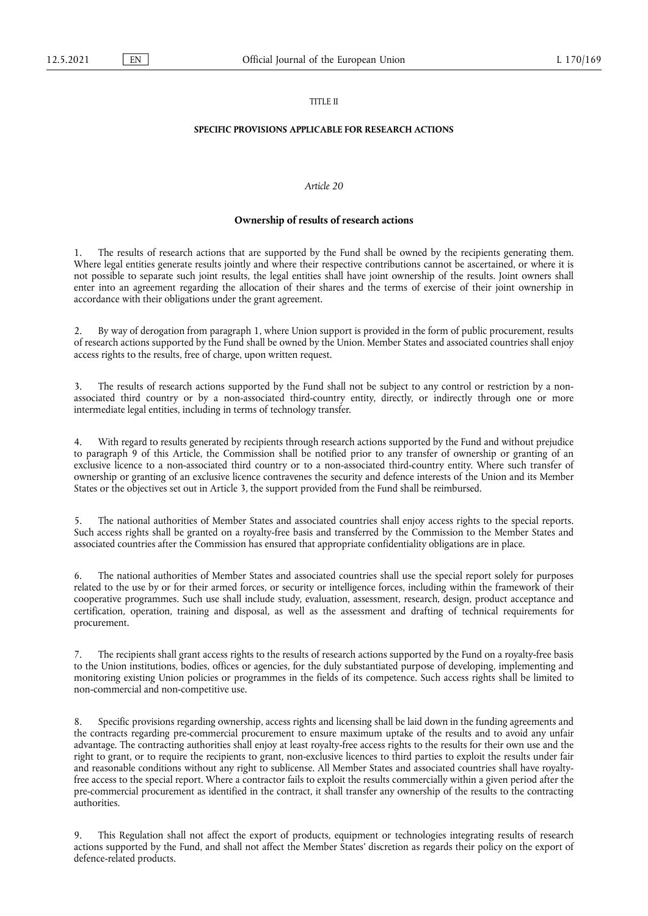TITLE II

**SPECIFIC PROVISIONS APPLICABLE FOR RESEARCH ACTIONS**

*Article 20*

**Ownership of results of research actions**

1. The results of research actions that are supported by the Fund shall be owned by the recipients generating them. Where legal entities generate results jointly and where their respective contributions cannot be ascertained, or where it is not possible to separate such joint results, the legal entities shall have joint ownership of the results. Joint owners shall enter into an agreement regarding the allocation of their shares and the terms of exercise of their joint ownership in accordance with their obligations under the grant agreement.

2. By way of derogation from paragraph 1, where Union support is provided in the form of public procurement, results of research actions supported by the Fund shall be owned by the Union. Member States and associated countries shall enjoy access rights to the results, free of charge, upon written request.

3. The results of research actions supported by the Fund shall not be subject to any control or restriction by a non-associated third country or by a non-associated third-country entity, directly, or indirectly through one or more intermediate legal entities, including in terms of technology transfer.

4. With regard to results generated by recipients through research actions supported by the Fund and without prejudice to paragraph 9 of this Article, the Commission shall be notified prior to any transfer of ownership or granting of an exclusive licence to a non-associated third country or to a non-associated third-country entity. Where such transfer of ownership or granting of an exclusive licence contravenes the security and defence interests of the Union and its Member States or the objectives set out in Article 3, the support provided from the Fund shall be reimbursed.

5. The national authorities of Member States and associated countries shall enjoy access rights to the special reports. Such access rights shall be granted on a royalty-free basis and transferred by the Commission to the Member States and associated countries after the Commission has ensured that appropriate confidentiality obligations are in place.

6. The national authorities of Member States and associated countries shall use the special report solely for purposes related to the use by or for their armed forces, or security or intelligence forces, including within the framework of their cooperative programmes. Such use shall include study, evaluation, assessment, research, design, product acceptance and certification, operation, training and disposal, as well as the assessment and drafting of technical requirements for procurement.

7. The recipients shall grant access rights to the results of research actions supported by the Fund on a royalty-free basis to the Union institutions, bodies, offices or agencies, for the duly substantiated purpose of developing, implementing and monitoring existing Union policies or programmes in the fields of its competence. Such access rights shall be limited to non-commercial and non-competitive use.

8. Specific provisions regarding ownership, access rights and licensing shall be laid down in the funding agreements and the contracts regarding pre-commercial procurement to ensure maximum uptake of the results and to avoid any unfair advantage. The contracting authorities shall enjoy at least royalty-free access rights to the results for their own use and the right to grant, or to require the recipients to grant, non-exclusive licences to third parties to exploit the results under fair and reasonable conditions without any right to sublicense. All Member States and associated countries shall have royalty-free access to the special report. Where a contractor fails to exploit the results commercially within a given period after the pre-commercial procurement as identified in the contract, it shall transfer any ownership of the results to the contracting authorities.

9. This Regulation shall not affect the export of products, equipment or technologies integrating results of research actions supported by the Fund, and shall not affect the Member States' discretion as regards their policy on the export of defence-related products.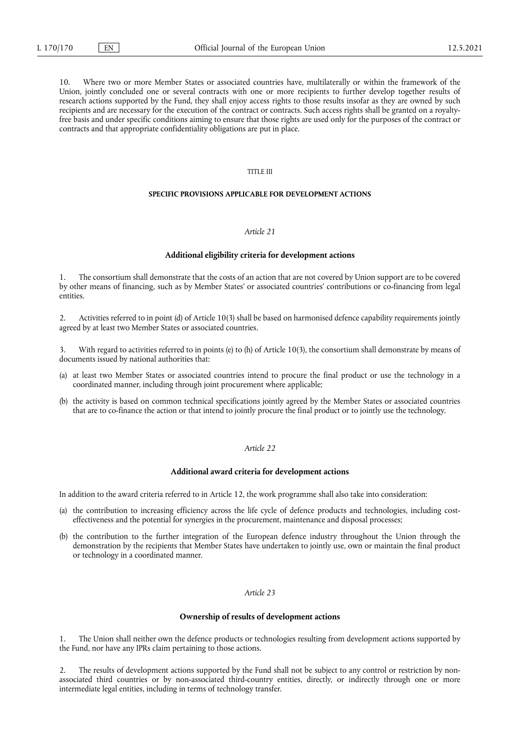10. Where two or more Member States or associated countries have, multilaterally or within the framework of the Union, jointly concluded one or several contracts with one or more recipients to further develop together results of research actions supported by the Fund, they shall enjoy access rights to those results insofar as they are owned by such recipients and are necessary for the execution of the contract or contracts. Such access rights shall be granted on a royalty-free basis and under specific conditions aiming to ensure that those rights are used only for the purposes of the contract or contracts and that appropriate confidentiality obligations are put in place.

## TITLE III

## SPECIFIC PROVISIONS APPLICABLE FOR DEVELOPMENT ACTIONS

### *Article 21*

### Additional eligibility criteria for development actions

1. The consortium shall demonstrate that the costs of an action that are not covered by Union support are to be covered by other means of financing, such as by Member States' or associated countries' contributions or co-financing from legal entities.

2. Activities referred to in point (d) of Article 10(3) shall be based on harmonised defence capability requirements jointly agreed by at least two Member States or associated countries.

3. With regard to activities referred to in points (e) to (h) of Article 10(3), the consortium shall demonstrate by means of documents issued by national authorities that:

(a) at least two Member States or associated countries intend to procure the final product or use the technology in a coordinated manner, including through joint procurement where applicable;

(b) the activity is based on common technical specifications jointly agreed by the Member States or associated countries that are to co-finance the action or that intend to jointly procure the final product or to jointly use the technology.

### *Article 22*

### Additional award criteria for development actions

In addition to the award criteria referred to in Article 12, the work programme shall also take into consideration:

(a) the contribution to increasing efficiency across the life cycle of defence products and technologies, including cost-effectiveness and the potential for synergies in the procurement, maintenance and disposal processes;

(b) the contribution to the further integration of the European defence industry throughout the Union through the demonstration by the recipients that Member States have undertaken to jointly use, own or maintain the final product or technology in a coordinated manner.

### *Article 23*

### Ownership of results of development actions

1. The Union shall neither own the defence products or technologies resulting from development actions supported by the Fund, nor have any IPRs claim pertaining to those actions.

2. The results of development actions supported by the Fund shall not be subject to any control or restriction by non-associated third countries or by non-associated third-country entities, directly, or indirectly through one or more intermediate legal entities, including in terms of technology transfer.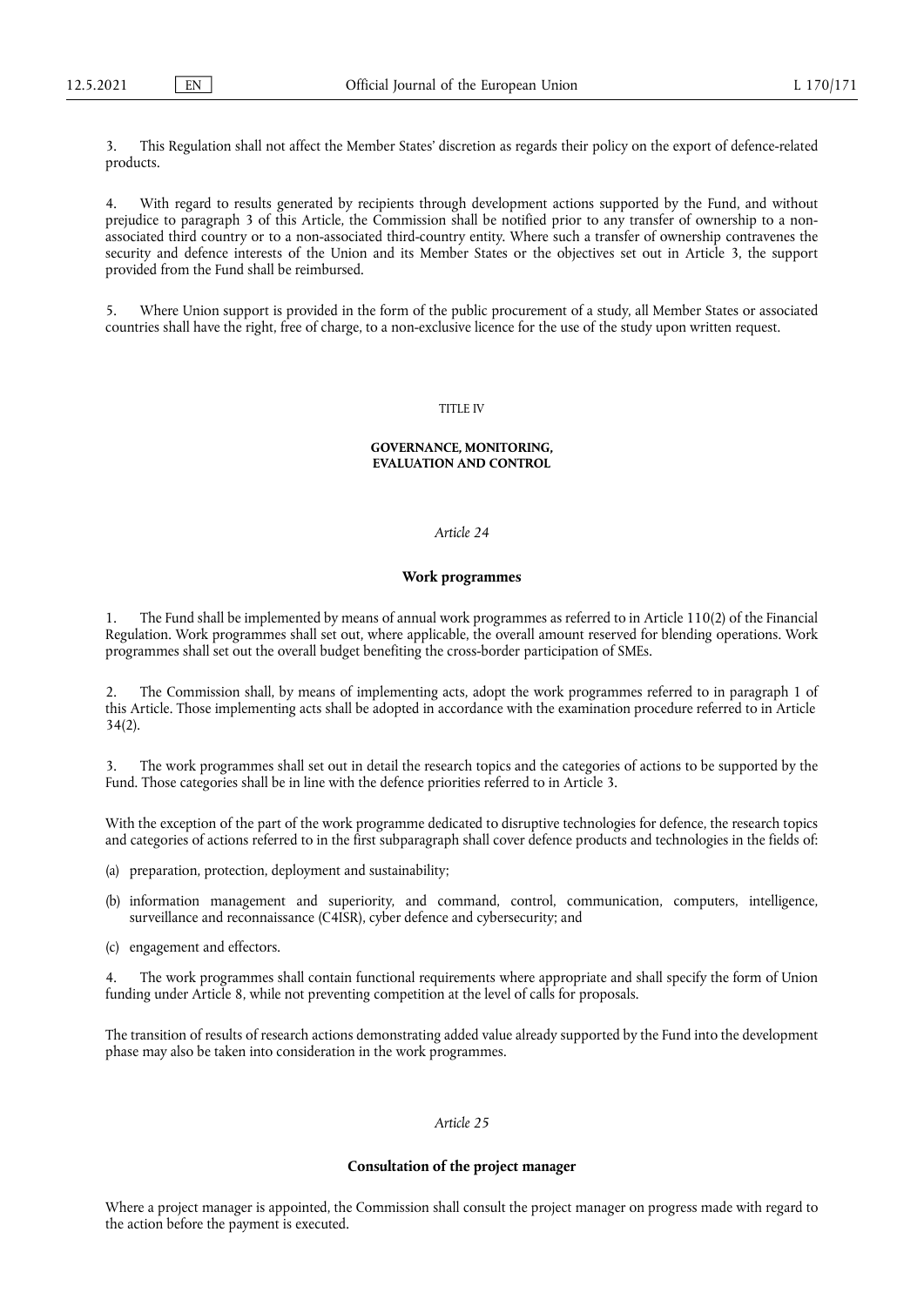3. This Regulation shall not affect the Member States' discretion as regards their policy on the export of defence-related products.

4. With regard to results generated by recipients through development actions supported by the Fund, and without prejudice to paragraph 3 of this Article, the Commission shall be notified prior to any transfer of ownership to a non-associated third country or to a non-associated third-country entity. Where such a transfer of ownership contravenes the security and defence interests of the Union and its Member States or the objectives set out in Article 3, the support provided from the Fund shall be reimbursed.

5. Where Union support is provided in the form of the public procurement of a study, all Member States or associated countries shall have the right, free of charge, to a non-exclusive licence for the use of the study upon written request.

## TITLE IV

## GOVERNANCE, MONITORING, EVALUATION AND CONTROL

### *Article 24*

### Work programmes

1. The Fund shall be implemented by means of annual work programmes as referred to in Article 110(2) of the Financial Regulation. Work programmes shall set out, where applicable, the overall amount reserved for blending operations. Work programmes shall set out the overall budget benefiting the cross-border participation of SMEs.

2. The Commission shall, by means of implementing acts, adopt the work programmes referred to in paragraph 1 of this Article. Those implementing acts shall be adopted in accordance with the examination procedure referred to in Article 34(2).

3. The work programmes shall set out in detail the research topics and the categories of actions to be supported by the Fund. Those categories shall be in line with the defence priorities referred to in Article 3.

With the exception of the part of the work programme dedicated to disruptive technologies for defence, the research topics and categories of actions referred to in the first subparagraph shall cover defence products and technologies in the fields of:

(a) preparation, protection, deployment and sustainability;

(b) information management and superiority, and command, control, communication, computers, intelligence, surveillance and reconnaissance (C4ISR), cyber defence and cybersecurity; and

(c) engagement and effectors.

4. The work programmes shall contain functional requirements where appropriate and shall specify the form of Union funding under Article 8, while not preventing competition at the level of calls for proposals.

The transition of results of research actions demonstrating added value already supported by the Fund into the development phase may also be taken into consideration in the work programmes.

### *Article 25*

### Consultation of the project manager

Where a project manager is appointed, the Commission shall consult the project manager on progress made with regard to the action before the payment is executed.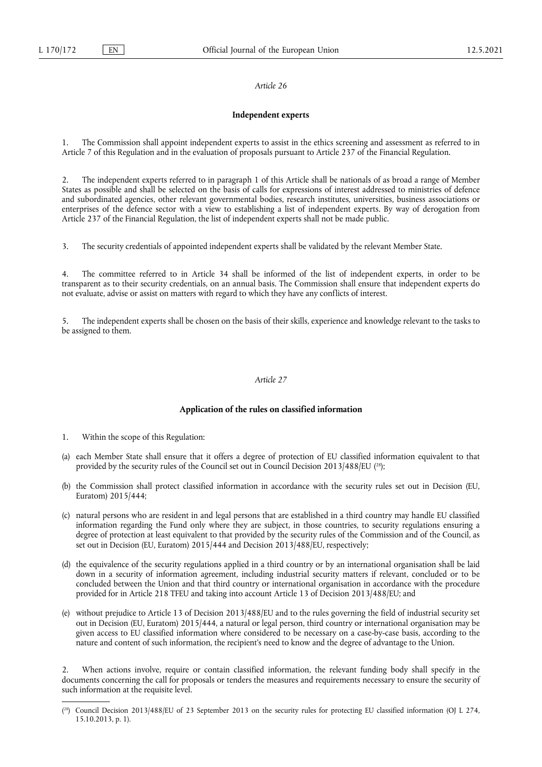*Article 26*

**Independent experts**

1. The Commission shall appoint independent experts to assist in the ethics screening and assessment as referred to in Article 7 of this Regulation and in the evaluation of proposals pursuant to Article 237 of the Financial Regulation.

2. The independent experts referred to in paragraph 1 of this Article shall be nationals of as broad a range of Member States as possible and shall be selected on the basis of calls for expressions of interest addressed to ministries of defence and subordinated agencies, other relevant governmental bodies, research institutes, universities, business associations or enterprises of the defence sector with a view to establishing a list of independent experts. By way of derogation from Article 237 of the Financial Regulation, the list of independent experts shall not be made public.

3. The security credentials of appointed independent experts shall be validated by the relevant Member State.

4. The committee referred to in Article 34 shall be informed of the list of independent experts, in order to be transparent as to their security credentials, on an annual basis. The Commission shall ensure that independent experts do not evaluate, advise or assist on matters with regard to which they have any conflicts of interest.

5. The independent experts shall be chosen on the basis of their skills, experience and knowledge relevant to the tasks to be assigned to them.

*Article 27*

**Application of the rules on classified information**

1. Within the scope of this Regulation:

(a) each Member State shall ensure that it offers a degree of protection of EU classified information equivalent to that provided by the security rules of the Council set out in Council Decision 2013/488/EU ([28]);

(b) the Commission shall protect classified information in accordance with the security rules set out in Decision (EU, Euratom) 2015/444;

(c) natural persons who are resident in and legal persons that are established in a third country may handle EU classified information regarding the Fund only where they are subject, in those countries, to security regulations ensuring a degree of protection at least equivalent to that provided by the security rules of the Commission and of the Council, as set out in Decision (EU, Euratom) 2015/444 and Decision 2013/488/EU, respectively;

(d) the equivalence of the security regulations applied in a third country or by an international organisation shall be laid down in a security of information agreement, including industrial security matters if relevant, concluded or to be concluded between the Union and that third country or international organisation in accordance with the procedure provided for in Article 218 TFEU and taking into account Article 13 of Decision 2013/488/EU; and

(e) without prejudice to Article 13 of Decision 2013/488/EU and to the rules governing the field of industrial security set out in Decision (EU, Euratom) 2015/444, a natural or legal person, third country or international organisation may be given access to EU classified information where considered to be necessary on a case-by-case basis, according to the nature and content of such information, the recipient's need to know and the degree of advantage to the Union.

2. When actions involve, require or contain classified information, the relevant funding body shall specify in the documents concerning the call for proposals or tenders the measures and requirements necessary to ensure the security of such information at the requisite level.

---

([28]) Council Decision 2013/488/EU of 23 September 2013 on the security rules for protecting EU classified information (OJ L 274, 15.10.2013, p. 1).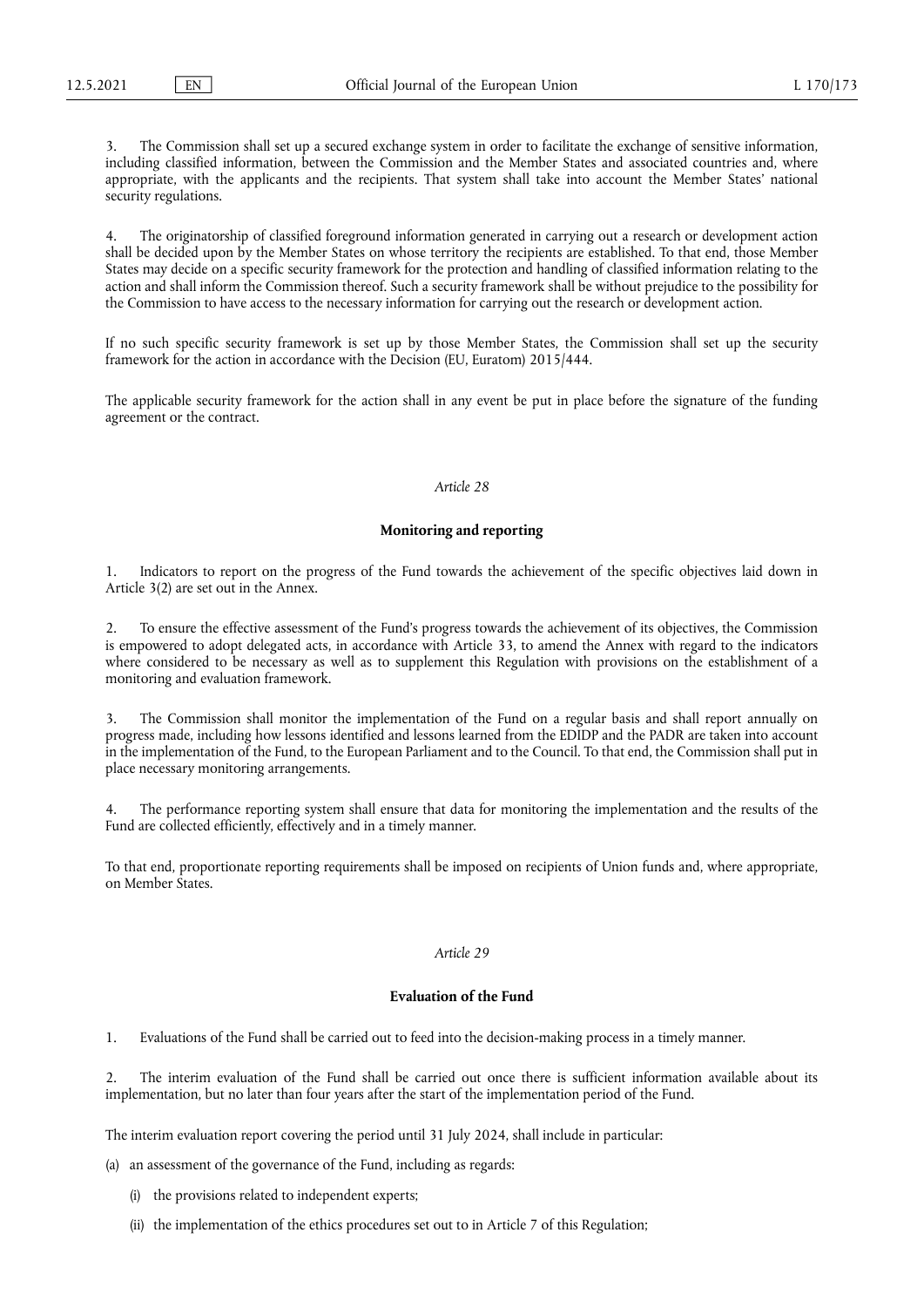3. The Commission shall set up a secured exchange system in order to facilitate the exchange of sensitive information, including classified information, between the Commission and the Member States and associated countries and, where appropriate, with the applicants and the recipients. That system shall take into account the Member States' national security regulations.

4. The originatorship of classified foreground information generated in carrying out a research or development action shall be decided upon by the Member States on whose territory the recipients are established. To that end, those Member States may decide on a specific security framework for the protection and handling of classified information relating to the action and shall inform the Commission thereof. Such a security framework shall be without prejudice to the possibility for the Commission to have access to the necessary information for carrying out the research or development action.

If no such specific security framework is set up by those Member States, the Commission shall set up the security framework for the action in accordance with the Decision (EU, Euratom) 2015/444.

The applicable security framework for the action shall in any event be put in place before the signature of the funding agreement or the contract.

*Article 28*

**Monitoring and reporting**

1. Indicators to report on the progress of the Fund towards the achievement of the specific objectives laid down in Article 3(2) are set out in the Annex.

2. To ensure the effective assessment of the Fund's progress towards the achievement of its objectives, the Commission is empowered to adopt delegated acts, in accordance with Article 33, to amend the Annex with regard to the indicators where considered to be necessary as well as to supplement this Regulation with provisions on the establishment of a monitoring and evaluation framework.

3. The Commission shall monitor the implementation of the Fund on a regular basis and shall report annually on progress made, including how lessons identified and lessons learned from the EDIDP and the PADR are taken into account in the implementation of the Fund, to the European Parliament and to the Council. To that end, the Commission shall put in place necessary monitoring arrangements.

4. The performance reporting system shall ensure that data for monitoring the implementation and the results of the Fund are collected efficiently, effectively and in a timely manner.

To that end, proportionate reporting requirements shall be imposed on recipients of Union funds and, where appropriate, on Member States.

*Article 29*

**Evaluation of the Fund**

1. Evaluations of the Fund shall be carried out to feed into the decision-making process in a timely manner.

2. The interim evaluation of the Fund shall be carried out once there is sufficient information available about its implementation, but no later than four years after the start of the implementation period of the Fund.

The interim evaluation report covering the period until 31 July 2024, shall include in particular:

(a) an assessment of the governance of the Fund, including as regards:

(i) the provisions related to independent experts;

(ii) the implementation of the ethics procedures set out to in Article 7 of this Regulation;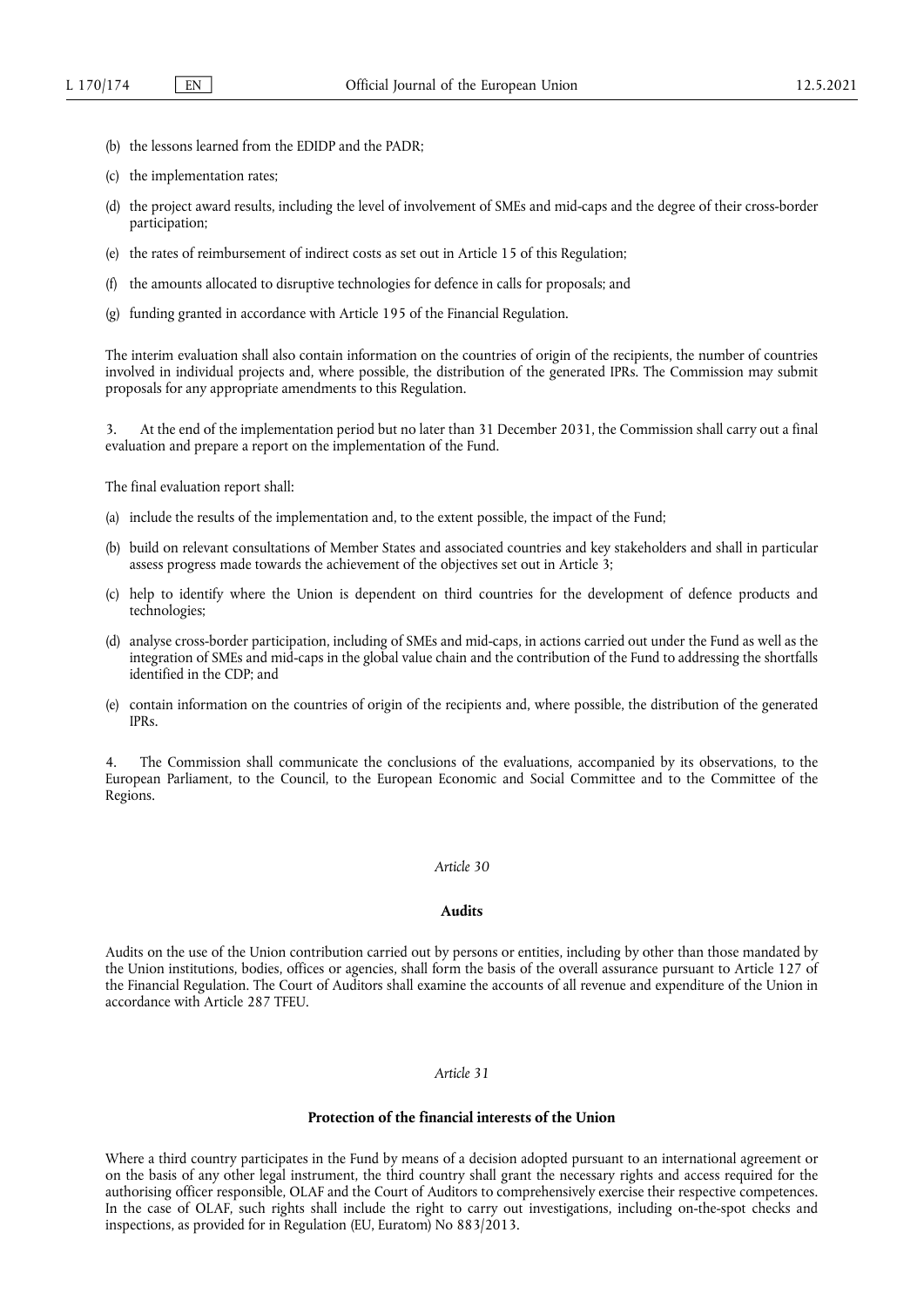(b) the lessons learned from the EDIDP and the PADR;

(c) the implementation rates;

(d) the project award results, including the level of involvement of SMEs and mid-caps and the degree of their cross-border participation;

(e) the rates of reimbursement of indirect costs as set out in Article 15 of this Regulation;

(f) the amounts allocated to disruptive technologies for defence in calls for proposals; and

(g) funding granted in accordance with Article 195 of the Financial Regulation.

The interim evaluation shall also contain information on the countries of origin of the recipients, the number of countries involved in individual projects and, where possible, the distribution of the generated IPRs. The Commission may submit proposals for any appropriate amendments to this Regulation.

3. At the end of the implementation period but no later than 31 December 2031, the Commission shall carry out a final evaluation and prepare a report on the implementation of the Fund.

The final evaluation report shall:

(a) include the results of the implementation and, to the extent possible, the impact of the Fund;

(b) build on relevant consultations of Member States and associated countries and key stakeholders and shall in particular assess progress made towards the achievement of the objectives set out in Article 3;

(c) help to identify where the Union is dependent on third countries for the development of defence products and technologies;

(d) analyse cross-border participation, including of SMEs and mid-caps, in actions carried out under the Fund as well as the integration of SMEs and mid-caps in the global value chain and the contribution of the Fund to addressing the shortfalls identified in the CDP; and

(e) contain information on the countries of origin of the recipients and, where possible, the distribution of the generated IPRs.

4. The Commission shall communicate the conclusions of the evaluations, accompanied by its observations, to the European Parliament, to the Council, to the European Economic and Social Committee and to the Committee of the Regions.

*Article 30*

**Audits**

Audits on the use of the Union contribution carried out by persons or entities, including by other than those mandated by the Union institutions, bodies, offices or agencies, shall form the basis of the overall assurance pursuant to Article 127 of the Financial Regulation. The Court of Auditors shall examine the accounts of all revenue and expenditure of the Union in accordance with Article 287 TFEU.

*Article 31*

**Protection of the financial interests of the Union**

Where a third country participates in the Fund by means of a decision adopted pursuant to an international agreement or on the basis of any other legal instrument, the third country shall grant the necessary rights and access required for the authorising officer responsible, OLAF and the Court of Auditors to comprehensively exercise their respective competences. In the case of OLAF, such rights shall include the right to carry out investigations, including on-the-spot checks and inspections, as provided for in Regulation (EU, Euratom) No 883/2013.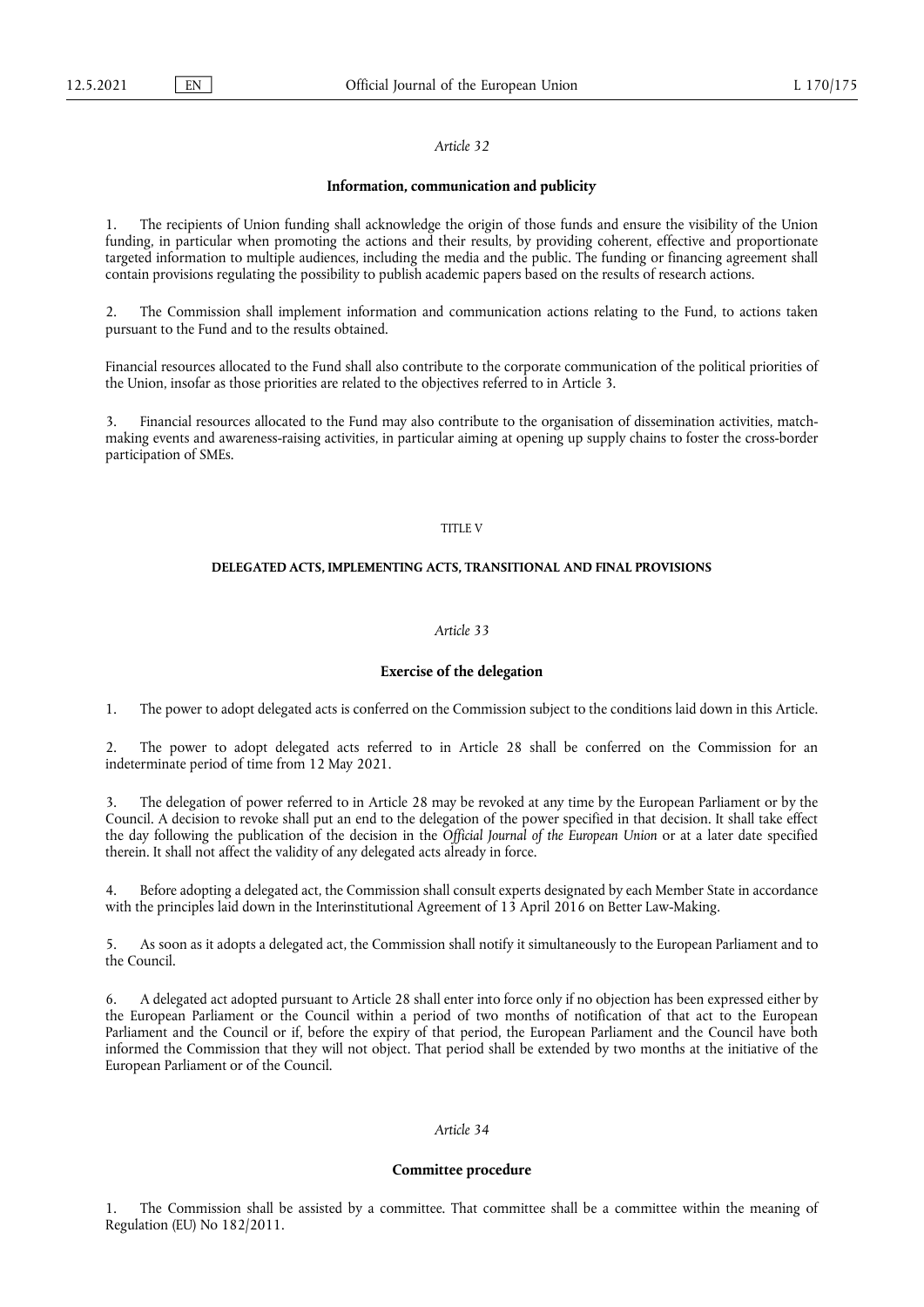*Article 32*

**Information, communication and publicity**

1. The recipients of Union funding shall acknowledge the origin of those funds and ensure the visibility of the Union funding, in particular when promoting the actions and their results, by providing coherent, effective and proportionate targeted information to multiple audiences, including the media and the public. The funding or financing agreement shall contain provisions regulating the possibility to publish academic papers based on the results of research actions.

2. The Commission shall implement information and communication actions relating to the Fund, to actions taken pursuant to the Fund and to the results obtained.

Financial resources allocated to the Fund shall also contribute to the corporate communication of the political priorities of the Union, insofar as those priorities are related to the objectives referred to in Article 3.

3. Financial resources allocated to the Fund may also contribute to the organisation of dissemination activities, match-making events and awareness-raising activities, in particular aiming at opening up supply chains to foster the cross-border participation of SMEs.

TITLE V

**DELEGATED ACTS, IMPLEMENTING ACTS, TRANSITIONAL AND FINAL PROVISIONS**

*Article 33*

**Exercise of the delegation**

1. The power to adopt delegated acts is conferred on the Commission subject to the conditions laid down in this Article.

2. The power to adopt delegated acts referred to in Article 28 shall be conferred on the Commission for an indeterminate period of time from 12 May 2021.

3. The delegation of power referred to in Article 28 may be revoked at any time by the European Parliament or by the Council. A decision to revoke shall put an end to the delegation of the power specified in that decision. It shall take effect the day following the publication of the decision in the *Official Journal of the European Union* or at a later date specified therein. It shall not affect the validity of any delegated acts already in force.

4. Before adopting a delegated act, the Commission shall consult experts designated by each Member State in accordance with the principles laid down in the Interinstitutional Agreement of 13 April 2016 on Better Law-Making.

5. As soon as it adopts a delegated act, the Commission shall notify it simultaneously to the European Parliament and to the Council.

6. A delegated act adopted pursuant to Article 28 shall enter into force only if no objection has been expressed either by the European Parliament or the Council within a period of two months of notification of that act to the European Parliament and the Council or if, before the expiry of that period, the European Parliament and the Council have both informed the Commission that they will not object. That period shall be extended by two months at the initiative of the European Parliament or of the Council.

*Article 34*

**Committee procedure**

1. The Commission shall be assisted by a committee. That committee shall be a committee within the meaning of Regulation (EU) No 182/2011.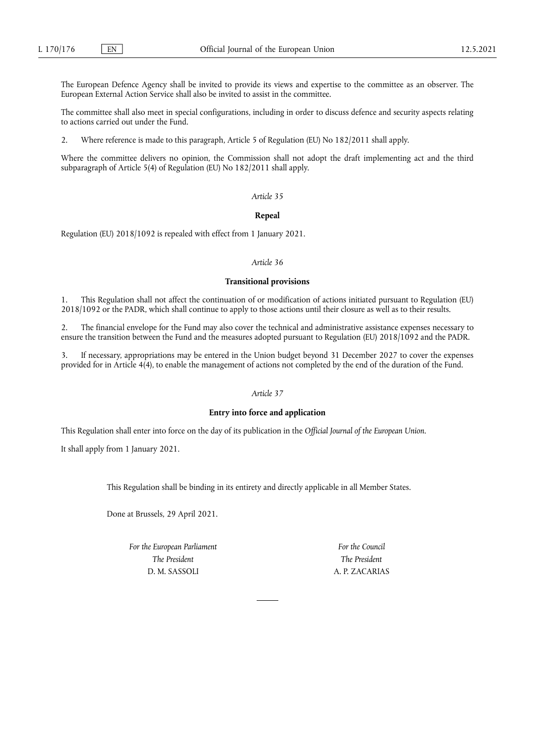The European Defence Agency shall be invited to provide its views and expertise to the committee as an observer. The European External Action Service shall also be invited to assist in the committee.

The committee shall also meet in special configurations, including in order to discuss defence and security aspects relating to actions carried out under the Fund.

2. Where reference is made to this paragraph, Article 5 of Regulation (EU) No 182/2011 shall apply.

Where the committee delivers no opinion, the Commission shall not adopt the draft implementing act and the third subparagraph of Article 5(4) of Regulation (EU) No 182/2011 shall apply.

*Article 35*

**Repeal**

Regulation (EU) 2018/1092 is repealed with effect from 1 January 2021.

*Article 36*

**Transitional provisions**

1. This Regulation shall not affect the continuation of or modification of actions initiated pursuant to Regulation (EU) 2018/1092 or the PADR, which shall continue to apply to those actions until their closure as well as to their results.

2. The financial envelope for the Fund may also cover the technical and administrative assistance expenses necessary to ensure the transition between the Fund and the measures adopted pursuant to Regulation (EU) 2018/1092 and the PADR.

3. If necessary, appropriations may be entered in the Union budget beyond 31 December 2027 to cover the expenses provided for in Article 4(4), to enable the management of actions not completed by the end of the duration of the Fund.

*Article 37*

**Entry into force and application**

This Regulation shall enter into force on the day of its publication in the *Official Journal of the European Union*.

It shall apply from 1 January 2021.

This Regulation shall be binding in its entirety and directly applicable in all Member States.

Done at Brussels, 29 April 2021.

*For the European Parliament*
*The President*
D. M. SASSOLI

*For the Council*
*The President*
A. P. ZACARIAS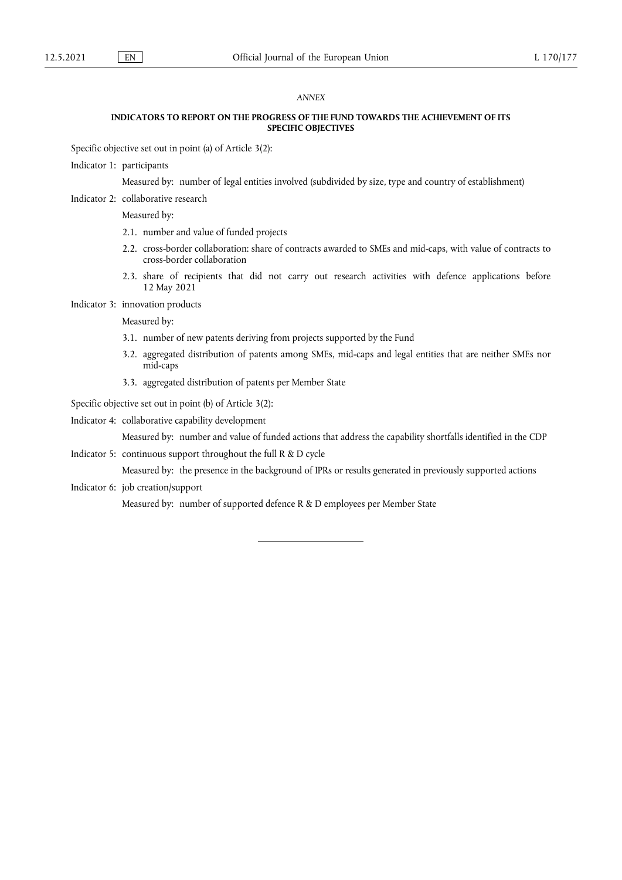*ANNEX*

**INDICATORS TO REPORT ON THE PROGRESS OF THE FUND TOWARDS THE ACHIEVEMENT OF ITS SPECIFIC OBJECTIVES**

Specific objective set out in point (a) of Article 3(2):

Indicator 1: participants

Measured by: number of legal entities involved (subdivided by size, type and country of establishment)

Indicator 2: collaborative research

Measured by:

2.1. number and value of funded projects

2.2. cross-border collaboration: share of contracts awarded to SMEs and mid-caps, with value of contracts to cross-border collaboration

2.3. share of recipients that did not carry out research activities with defence applications before 12 May 2021

Indicator 3: innovation products

Measured by:

3.1. number of new patents deriving from projects supported by the Fund

3.2. aggregated distribution of patents among SMEs, mid-caps and legal entities that are neither SMEs nor mid-caps

3.3. aggregated distribution of patents per Member State

Specific objective set out in point (b) of Article 3(2):

Indicator 4: collaborative capability development

Measured by: number and value of funded actions that address the capability shortfalls identified in the CDP

Indicator 5: continuous support throughout the full R & D cycle

Measured by: the presence in the background of IPRs or results generated in previously supported actions

Indicator 6: job creation/support

Measured by: number of supported defence R & D employees per Member State